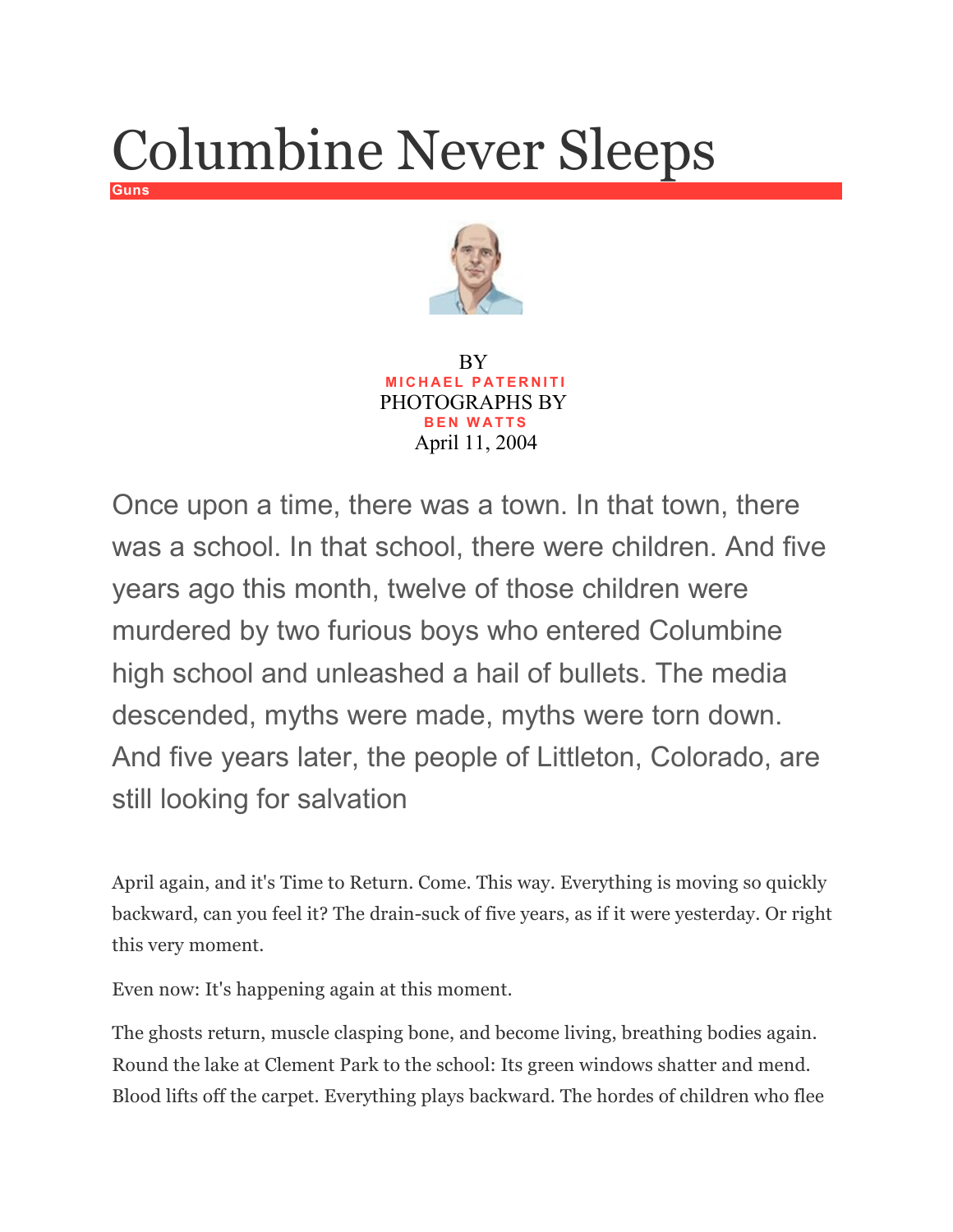# Columbine Never Sleeps

Guns

BY
MICHAEL PATERNITI
PHOTOGRAPHS BY
BEN WATTS
April 11, 2004

Once upon a time, there was a town. In that town, there was a school. In that school, there were children. And five years ago this month, twelve of those children were murdered by two furious boys who entered Columbine high school and unleashed a hail of bullets. The media descended, myths were made, myths were torn down. And five years later, the people of Littleton, Colorado, are still looking for salvation

April again, and it's Time to Return. Come. This way. Everything is moving so quickly backward, can you feel it? The drain-suck of five years, as if it were yesterday. Or right this very moment.

Even now: It's happening again at this moment.

The ghosts return, muscle clasping bone, and become living, breathing bodies again. Round the lake at Clement Park to the school: Its green windows shatter and mend. Blood lifts off the carpet. Everything plays backward. The hordes of children who flee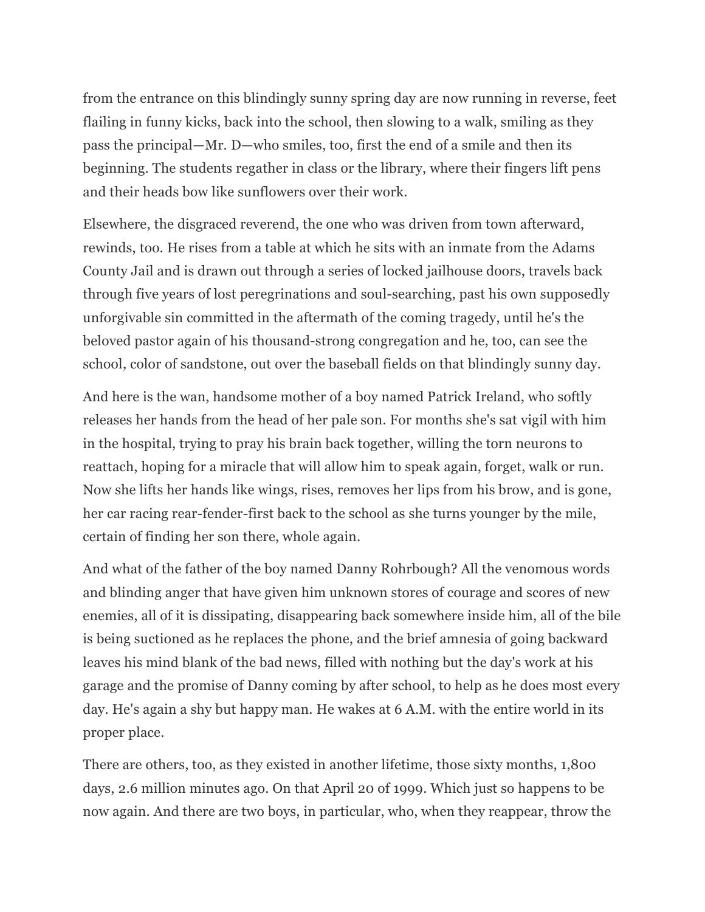from the entrance on this blindingly sunny spring day are now running in reverse, feet flailing in funny kicks, back into the school, then slowing to a walk, smiling as they pass the principal—Mr. D—who smiles, too, first the end of a smile and then its beginning. The students regather in class or the library, where their fingers lift pens and their heads bow like sunflowers over their work.

Elsewhere, the disgraced reverend, the one who was driven from town afterward, rewinds, too. He rises from a table at which he sits with an inmate from the Adams County Jail and is drawn out through a series of locked jailhouse doors, travels back through five years of lost peregrinations and soul-searching, past his own supposedly unforgivable sin committed in the aftermath of the coming tragedy, until he's the beloved pastor again of his thousand-strong congregation and he, too, can see the school, color of sandstone, out over the baseball fields on that blindingly sunny day.

And here is the wan, handsome mother of a boy named Patrick Ireland, who softly releases her hands from the head of her pale son. For months she's sat vigil with him in the hospital, trying to pray his brain back together, willing the torn neurons to reattach, hoping for a miracle that will allow him to speak again, forget, walk or run. Now she lifts her hands like wings, rises, removes her lips from his brow, and is gone, her car racing rear-fender-first back to the school as she turns younger by the mile, certain of finding her son there, whole again.

And what of the father of the boy named Danny Rohrbough? All the venomous words and blinding anger that have given him unknown stores of courage and scores of new enemies, all of it is dissipating, disappearing back somewhere inside him, all of the bile is being suctioned as he replaces the phone, and the brief amnesia of going backward leaves his mind blank of the bad news, filled with nothing but the day's work at his garage and the promise of Danny coming by after school, to help as he does most every day. He's again a shy but happy man. He wakes at 6 A.M. with the entire world in its proper place.

There are others, too, as they existed in another lifetime, those sixty months, 1,800 days, 2.6 million minutes ago. On that April 20 of 1999. Which just so happens to be now again. And there are two boys, in particular, who, when they reappear, throw the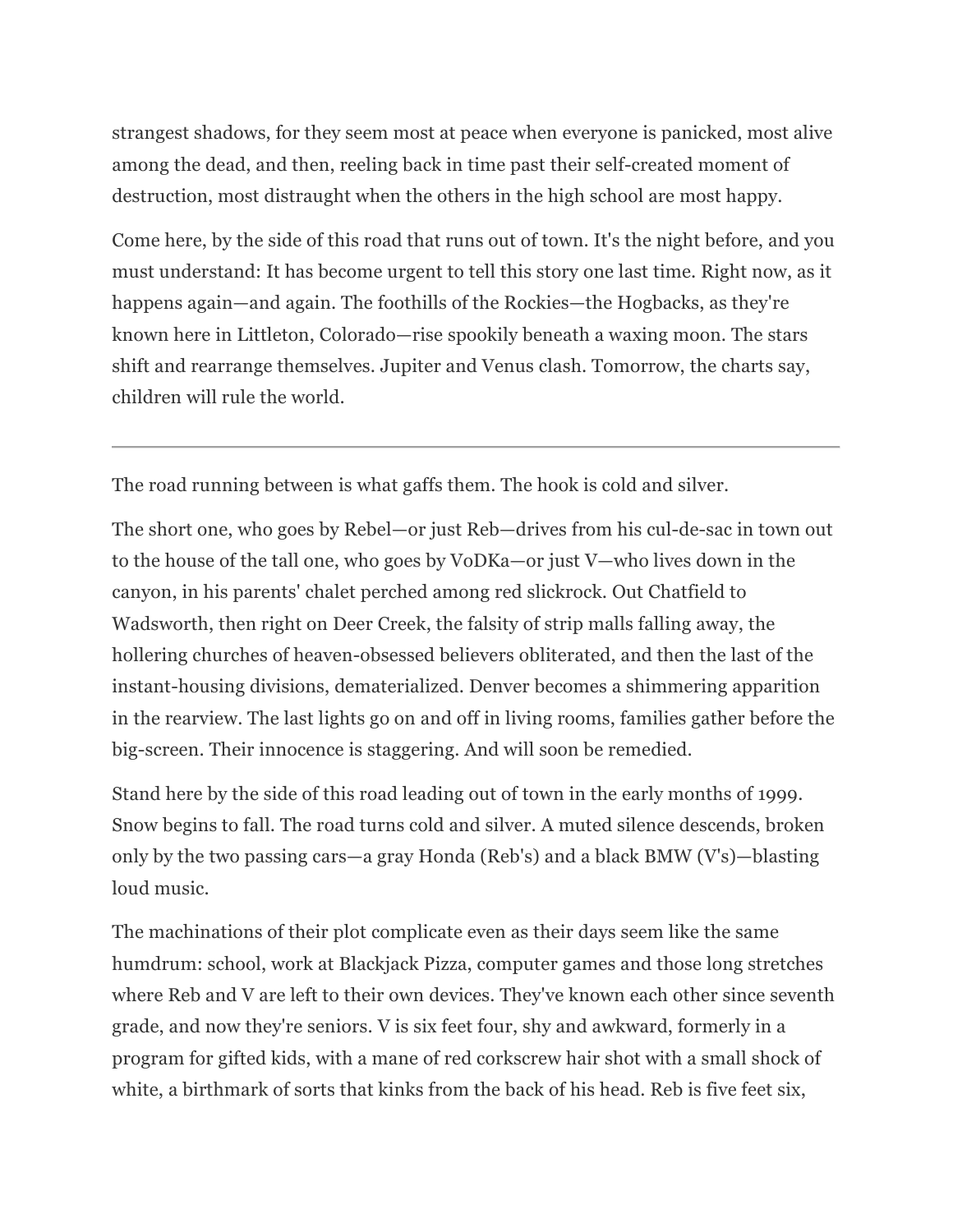strangest shadows, for they seem most at peace when everyone is panicked, most alive among the dead, and then, reeling back in time past their self-created moment of destruction, most distraught when the others in the high school are most happy.

Come here, by the side of this road that runs out of town. It's the night before, and you must understand: It has become urgent to tell this story one last time. Right now, as it happens again—and again. The foothills of the Rockies—the Hogbacks, as they're known here in Littleton, Colorado—rise spookily beneath a waxing moon. The stars shift and rearrange themselves. Jupiter and Venus clash. Tomorrow, the charts say, children will rule the world.

---

The road running between is what gaffs them. The hook is cold and silver.

The short one, who goes by Rebel—or just Reb—drives from his cul-de-sac in town out to the house of the tall one, who goes by VoDKa—or just V—who lives down in the canyon, in his parents' chalet perched among red slickrock. Out Chatfield to Wadsworth, then right on Deer Creek, the falsity of strip malls falling away, the hollering churches of heaven-obsessed believers obliterated, and then the last of the instant-housing divisions, dematerialized. Denver becomes a shimmering apparition in the rearview. The last lights go on and off in living rooms, families gather before the big-screen. Their innocence is staggering. And will soon be remedied.

Stand here by the side of this road leading out of town in the early months of 1999. Snow begins to fall. The road turns cold and silver. A muted silence descends, broken only by the two passing cars—a gray Honda (Reb's) and a black BMW (V's)—blasting loud music.

The machinations of their plot complicate even as their days seem like the same humdrum: school, work at Blackjack Pizza, computer games and those long stretches where Reb and V are left to their own devices. They've known each other since seventh grade, and now they're seniors. V is six feet four, shy and awkward, formerly in a program for gifted kids, with a mane of red corkscrew hair shot with a small shock of white, a birthmark of sorts that kinks from the back of his head. Reb is five feet six,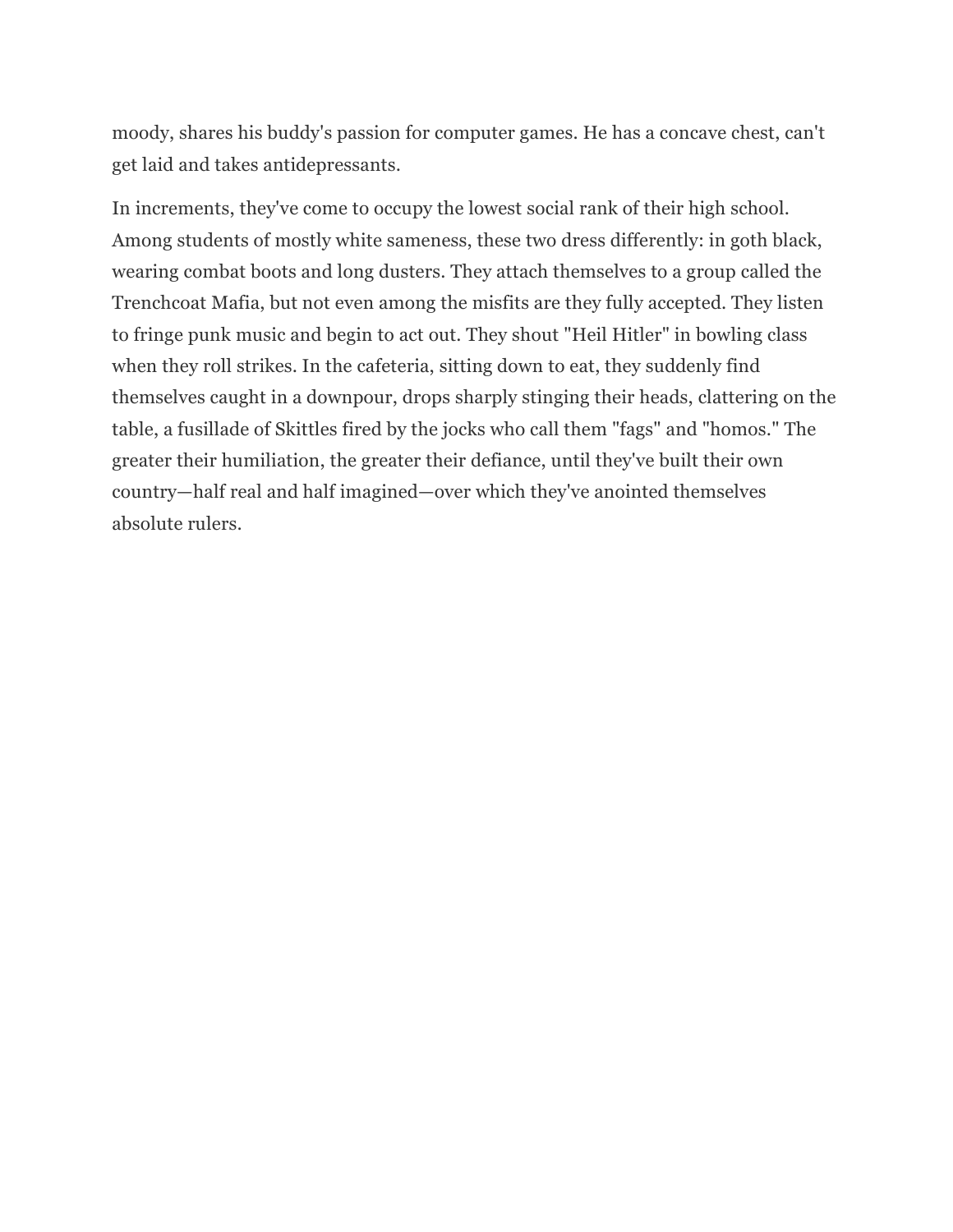moody, shares his buddy's passion for computer games. He has a concave chest, can't get laid and takes antidepressants.

In increments, they've come to occupy the lowest social rank of their high school. Among students of mostly white sameness, these two dress differently: in goth black, wearing combat boots and long dusters. They attach themselves to a group called the Trenchcoat Mafia, but not even among the misfits are they fully accepted. They listen to fringe punk music and begin to act out. They shout "Heil Hitler" in bowling class when they roll strikes. In the cafeteria, sitting down to eat, they suddenly find themselves caught in a downpour, drops sharply stinging their heads, clattering on the table, a fusillade of Skittles fired by the jocks who call them "fags" and "homos." The greater their humiliation, the greater their defiance, until they've built their own country—half real and half imagined—over which they've anointed themselves absolute rulers.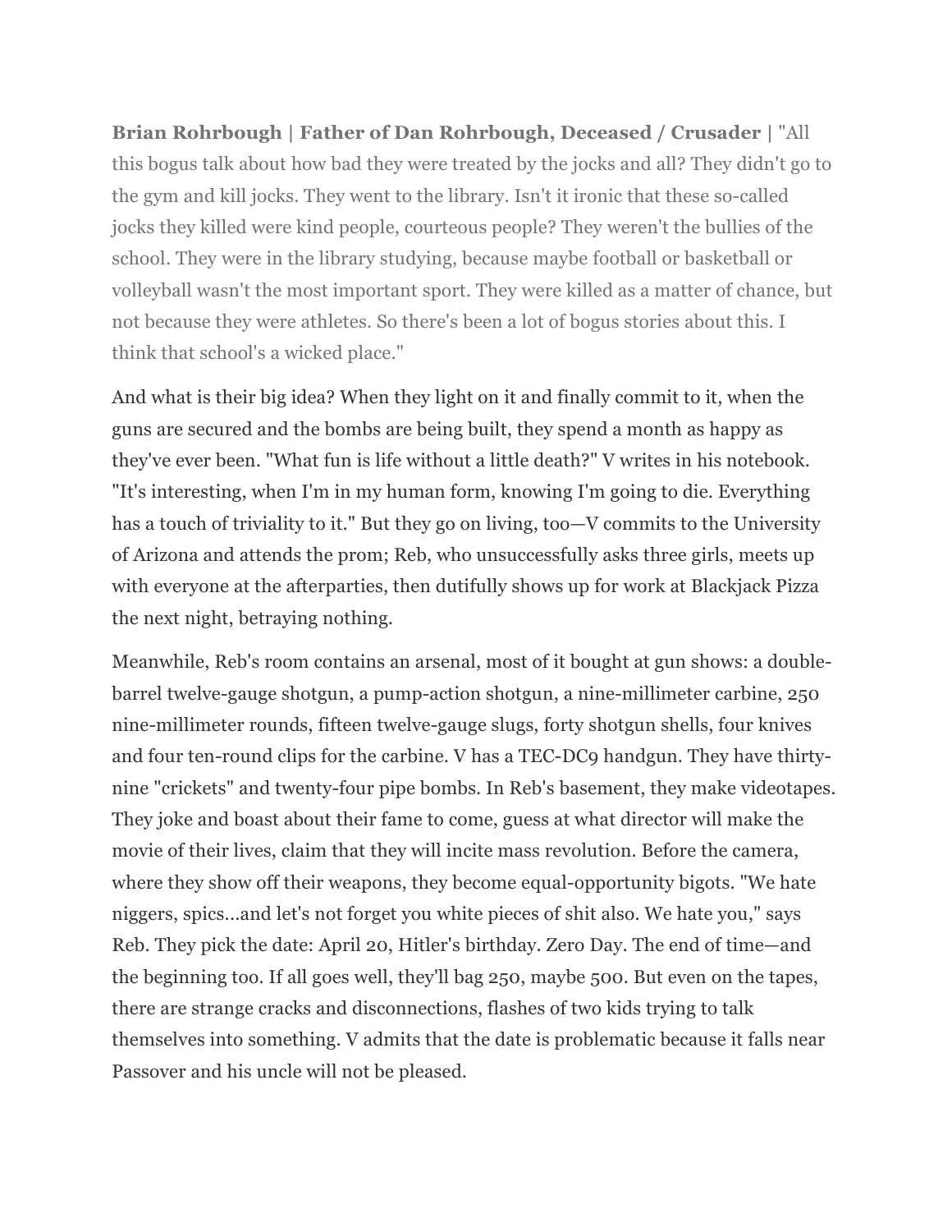**Brian Rohrbough | Father of Dan Rohrbough, Deceased / Crusader |** "All this bogus talk about how bad they were treated by the jocks and all? They didn't go to the gym and kill jocks. They went to the library. Isn't it ironic that these so-called jocks they killed were kind people, courteous people? They weren't the bullies of the school. They were in the library studying, because maybe football or basketball or volleyball wasn't the most important sport. They were killed as a matter of chance, but not because they were athletes. So there's been a lot of bogus stories about this. I think that school's a wicked place."

And what is their big idea? When they light on it and finally commit to it, when the guns are secured and the bombs are being built, they spend a month as happy as they've ever been. "What fun is life without a little death?" V writes in his notebook. "It's interesting, when I'm in my human form, knowing I'm going to die. Everything has a touch of triviality to it." But they go on living, too—V commits to the University of Arizona and attends the prom; Reb, who unsuccessfully asks three girls, meets up with everyone at the afterparties, then dutifully shows up for work at Blackjack Pizza the next night, betraying nothing.

Meanwhile, Reb's room contains an arsenal, most of it bought at gun shows: a double-barrel twelve-gauge shotgun, a pump-action shotgun, a nine-millimeter carbine, 250 nine-millimeter rounds, fifteen twelve-gauge slugs, forty shotgun shells, four knives and four ten-round clips for the carbine. V has a TEC-DC9 handgun. They have thirty-nine "crickets" and twenty-four pipe bombs. In Reb's basement, they make videotapes. They joke and boast about their fame to come, guess at what director will make the movie of their lives, claim that they will incite mass revolution. Before the camera, where they show off their weapons, they become equal-opportunity bigots. "We hate niggers, spics...and let's not forget you white pieces of shit also. We hate you," says Reb. They pick the date: April 20, Hitler's birthday. Zero Day. The end of time—and the beginning too. If all goes well, they'll bag 250, maybe 500. But even on the tapes, there are strange cracks and disconnections, flashes of two kids trying to talk themselves into something. V admits that the date is problematic because it falls near Passover and his uncle will not be pleased.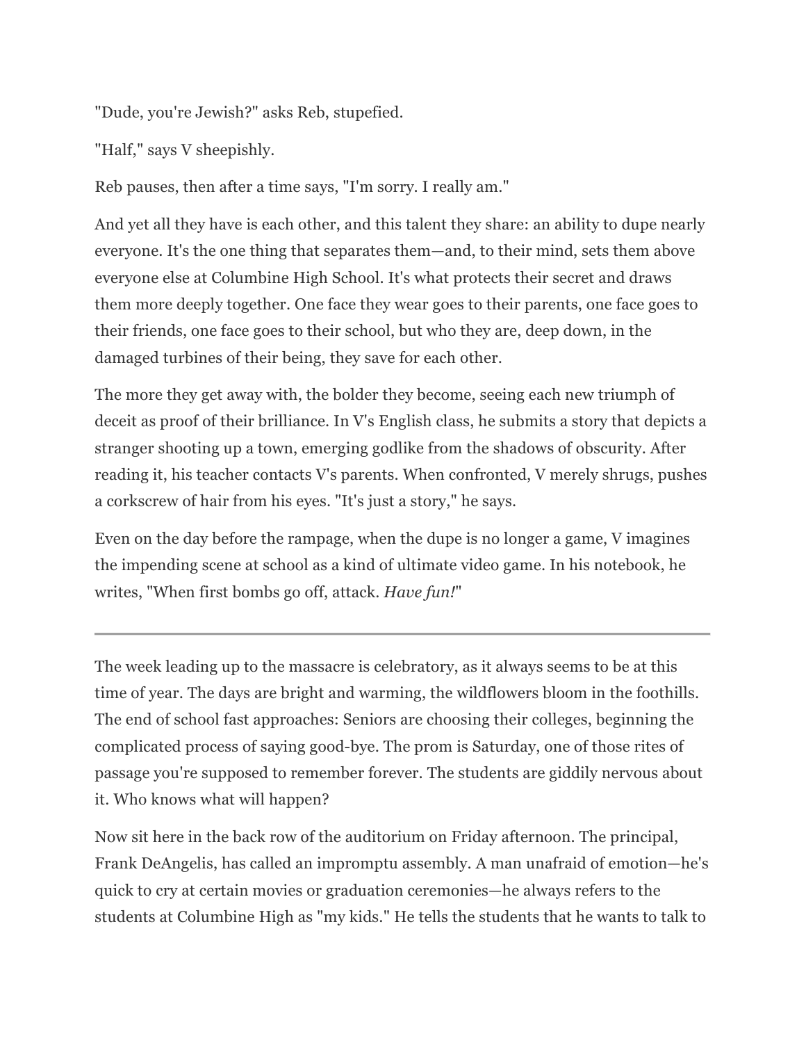"Dude, you're Jewish?" asks Reb, stupefied.

"Half," says V sheepishly.

Reb pauses, then after a time says, "I'm sorry. I really am."

And yet all they have is each other, and this talent they share: an ability to dupe nearly everyone. It's the one thing that separates them—and, to their mind, sets them above everyone else at Columbine High School. It's what protects their secret and draws them more deeply together. One face they wear goes to their parents, one face goes to their friends, one face goes to their school, but who they are, deep down, in the damaged turbines of their being, they save for each other.

The more they get away with, the bolder they become, seeing each new triumph of deceit as proof of their brilliance. In V's English class, he submits a story that depicts a stranger shooting up a town, emerging godlike from the shadows of obscurity. After reading it, his teacher contacts V's parents. When confronted, V merely shrugs, pushes a corkscrew of hair from his eyes. "It's just a story," he says.

Even on the day before the rampage, when the dupe is no longer a game, V imagines the impending scene at school as a kind of ultimate video game. In his notebook, he writes, "When first bombs go off, attack. *Have fun!*"

---

The week leading up to the massacre is celebratory, as it always seems to be at this time of year. The days are bright and warming, the wildflowers bloom in the foothills. The end of school fast approaches: Seniors are choosing their colleges, beginning the complicated process of saying good-bye. The prom is Saturday, one of those rites of passage you're supposed to remember forever. The students are giddily nervous about it. Who knows what will happen?

Now sit here in the back row of the auditorium on Friday afternoon. The principal, Frank DeAngelis, has called an impromptu assembly. A man unafraid of emotion—he's quick to cry at certain movies or graduation ceremonies—he always refers to the students at Columbine High as "my kids." He tells the students that he wants to talk to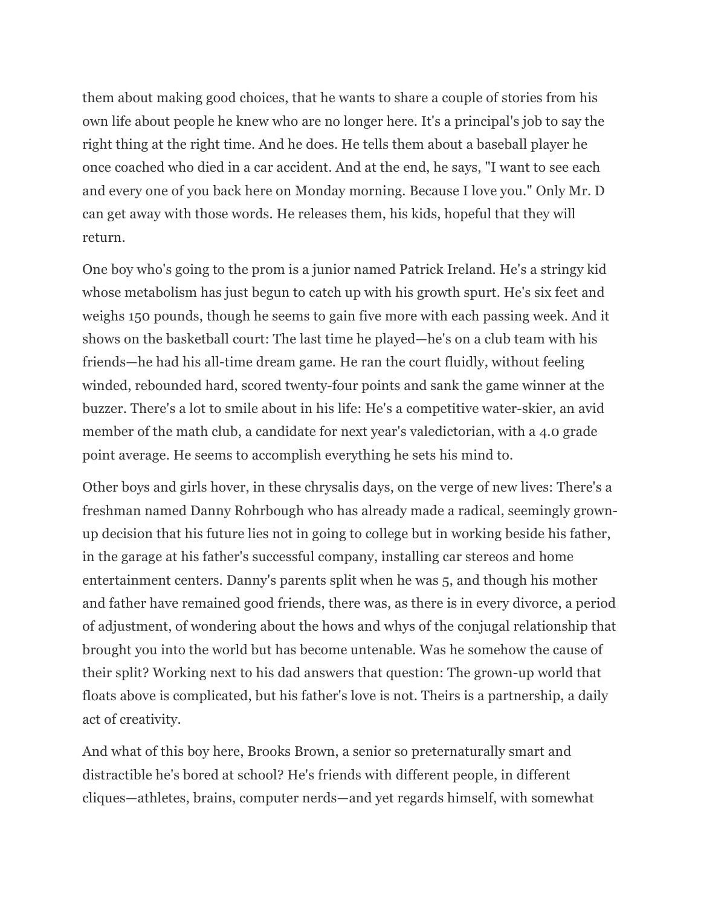them about making good choices, that he wants to share a couple of stories from his own life about people he knew who are no longer here. It's a principal's job to say the right thing at the right time. And he does. He tells them about a baseball player he once coached who died in a car accident. And at the end, he says, "I want to see each and every one of you back here on Monday morning. Because I love you." Only Mr. D can get away with those words. He releases them, his kids, hopeful that they will return.

One boy who's going to the prom is a junior named Patrick Ireland. He's a stringy kid whose metabolism has just begun to catch up with his growth spurt. He's six feet and weighs 150 pounds, though he seems to gain five more with each passing week. And it shows on the basketball court: The last time he played—he's on a club team with his friends—he had his all-time dream game. He ran the court fluidly, without feeling winded, rebounded hard, scored twenty-four points and sank the game winner at the buzzer. There's a lot to smile about in his life: He's a competitive water-skier, an avid member of the math club, a candidate for next year's valedictorian, with a 4.0 grade point average. He seems to accomplish everything he sets his mind to.

Other boys and girls hover, in these chrysalis days, on the verge of new lives: There's a freshman named Danny Rohrbough who has already made a radical, seemingly grown-up decision that his future lies not in going to college but in working beside his father, in the garage at his father's successful company, installing car stereos and home entertainment centers. Danny's parents split when he was 5, and though his mother and father have remained good friends, there was, as there is in every divorce, a period of adjustment, of wondering about the hows and whys of the conjugal relationship that brought you into the world but has become untenable. Was he somehow the cause of their split? Working next to his dad answers that question: The grown-up world that floats above is complicated, but his father's love is not. Theirs is a partnership, a daily act of creativity.

And what of this boy here, Brooks Brown, a senior so preternaturally smart and distractible he's bored at school? He's friends with different people, in different cliques—athletes, brains, computer nerds—and yet regards himself, with somewhat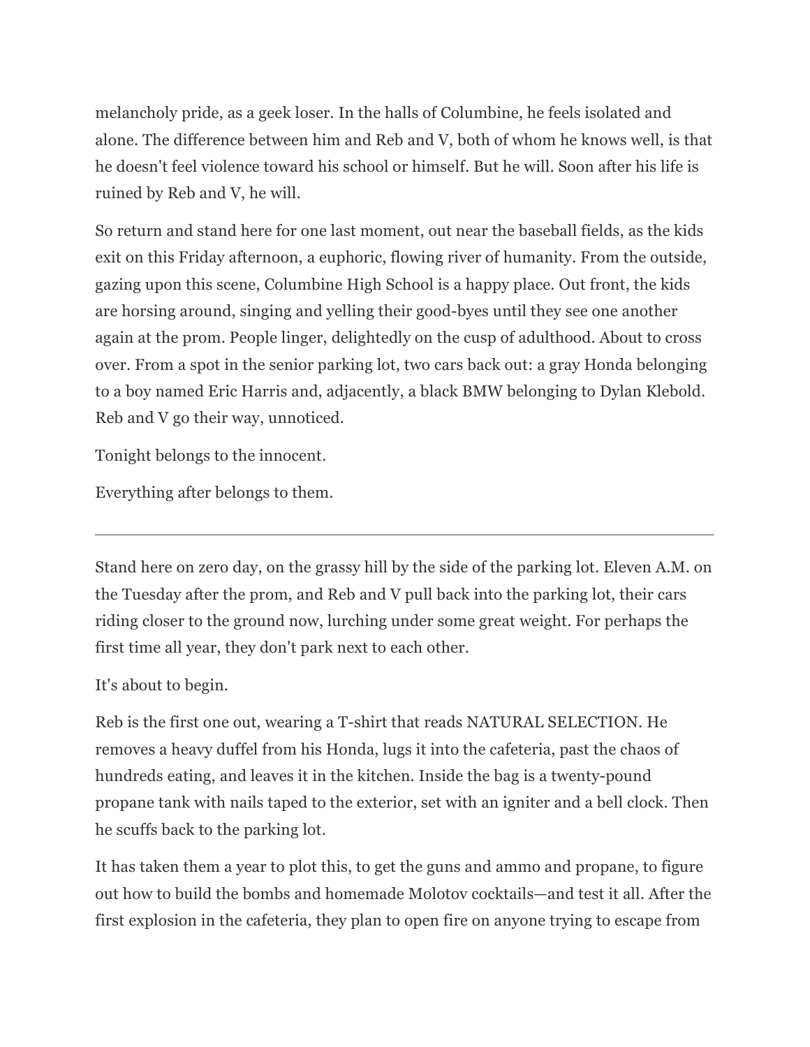melancholy pride, as a geek loser. In the halls of Columbine, he feels isolated and alone. The difference between him and Reb and V, both of whom he knows well, is that he doesn't feel violence toward his school or himself. But he will. Soon after his life is ruined by Reb and V, he will.

So return and stand here for one last moment, out near the baseball fields, as the kids exit on this Friday afternoon, a euphoric, flowing river of humanity. From the outside, gazing upon this scene, Columbine High School is a happy place. Out front, the kids are horsing around, singing and yelling their good-byes until they see one another again at the prom. People linger, delightedly on the cusp of adulthood. About to cross over. From a spot in the senior parking lot, two cars back out: a gray Honda belonging to a boy named Eric Harris and, adjacently, a black BMW belonging to Dylan Klebold. Reb and V go their way, unnoticed.

Tonight belongs to the innocent.

Everything after belongs to them.

---

Stand here on zero day, on the grassy hill by the side of the parking lot. Eleven A.M. on the Tuesday after the prom, and Reb and V pull back into the parking lot, their cars riding closer to the ground now, lurching under some great weight. For perhaps the first time all year, they don't park next to each other.

It's about to begin.

Reb is the first one out, wearing a T-shirt that reads NATURAL SELECTION. He removes a heavy duffel from his Honda, lugs it into the cafeteria, past the chaos of hundreds eating, and leaves it in the kitchen. Inside the bag is a twenty-pound propane tank with nails taped to the exterior, set with an igniter and a bell clock. Then he scuffs back to the parking lot.

It has taken them a year to plot this, to get the guns and ammo and propane, to figure out how to build the bombs and homemade Molotov cocktails—and test it all. After the first explosion in the cafeteria, they plan to open fire on anyone trying to escape from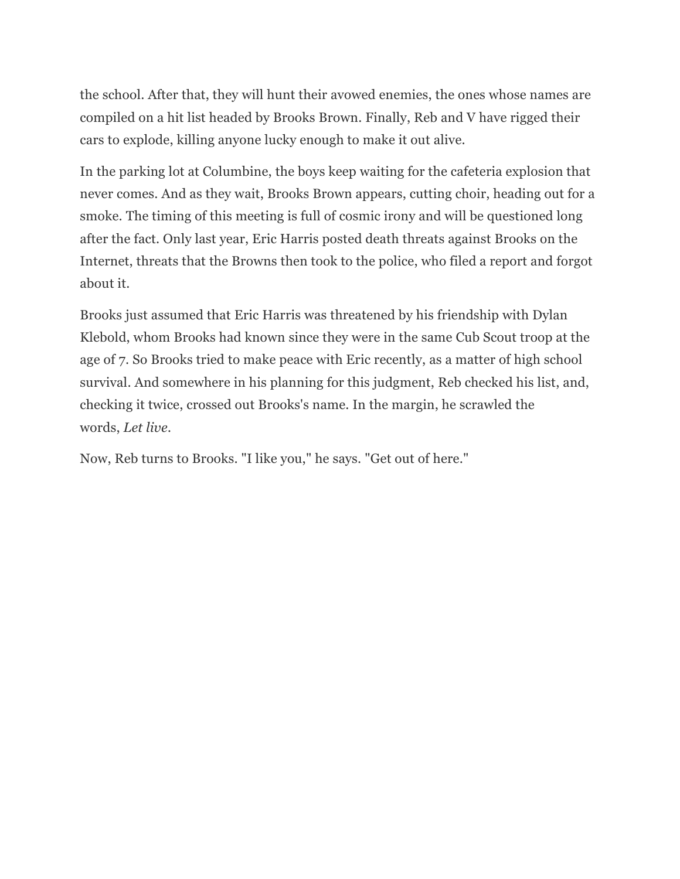the school. After that, they will hunt their avowed enemies, the ones whose names are compiled on a hit list headed by Brooks Brown. Finally, Reb and V have rigged their cars to explode, killing anyone lucky enough to make it out alive.

In the parking lot at Columbine, the boys keep waiting for the cafeteria explosion that never comes. And as they wait, Brooks Brown appears, cutting choir, heading out for a smoke. The timing of this meeting is full of cosmic irony and will be questioned long after the fact. Only last year, Eric Harris posted death threats against Brooks on the Internet, threats that the Browns then took to the police, who filed a report and forgot about it.

Brooks just assumed that Eric Harris was threatened by his friendship with Dylan Klebold, whom Brooks had known since they were in the same Cub Scout troop at the age of 7. So Brooks tried to make peace with Eric recently, as a matter of high school survival. And somewhere in his planning for this judgment, Reb checked his list, and, checking it twice, crossed out Brooks's name. In the margin, he scrawled the words, *Let live*.

Now, Reb turns to Brooks. "I like you," he says. "Get out of here."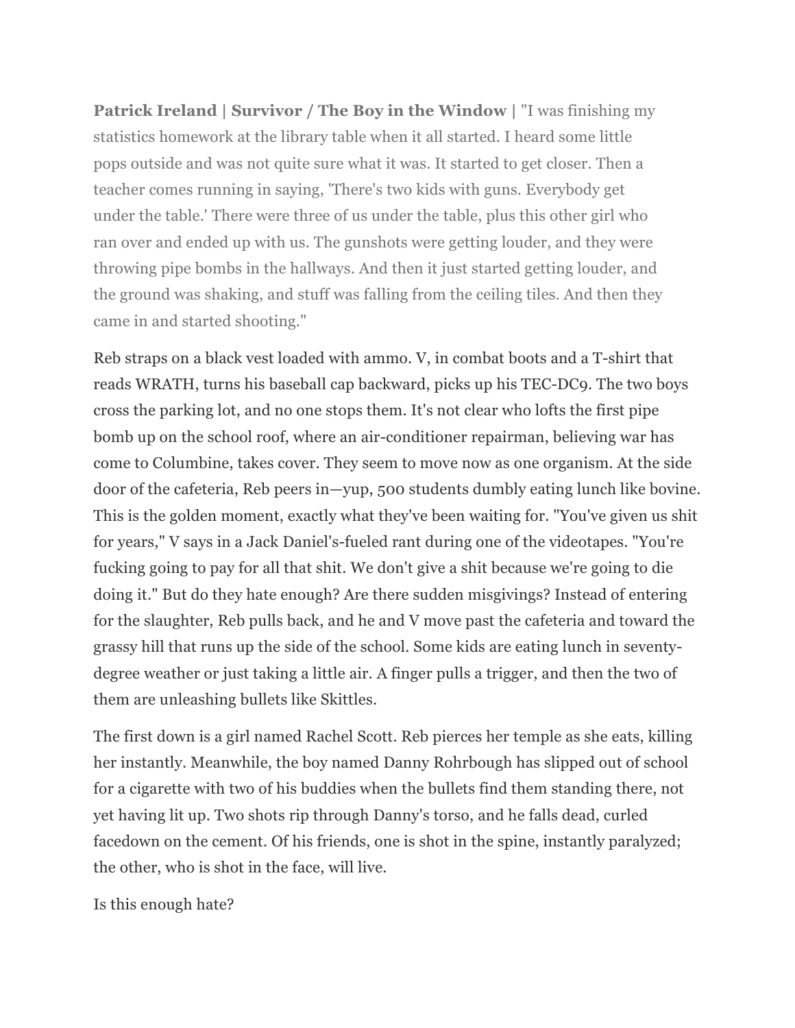**Patrick Ireland | Survivor / The Boy in the Window |** "I was finishing my statistics homework at the library table when it all started. I heard some little pops outside and was not quite sure what it was. It started to get closer. Then a teacher comes running in saying, 'There's two kids with guns. Everybody get under the table.' There were three of us under the table, plus this other girl who ran over and ended up with us. The gunshots were getting louder, and they were throwing pipe bombs in the hallways. And then it just started getting louder, and the ground was shaking, and stuff was falling from the ceiling tiles. And then they came in and started shooting."

Reb straps on a black vest loaded with ammo. V, in combat boots and a T-shirt that reads WRATH, turns his baseball cap backward, picks up his TEC-DC9. The two boys cross the parking lot, and no one stops them. It's not clear who lofts the first pipe bomb up on the school roof, where an air-conditioner repairman, believing war has come to Columbine, takes cover. They seem to move now as one organism. At the side door of the cafeteria, Reb peers in—yup, 500 students dumbly eating lunch like bovine. This is the golden moment, exactly what they've been waiting for. "You've given us shit for years," V says in a Jack Daniel's-fueled rant during one of the videotapes. "You're fucking going to pay for all that shit. We don't give a shit because we're going to die doing it." But do they hate enough? Are there sudden misgivings? Instead of entering for the slaughter, Reb pulls back, and he and V move past the cafeteria and toward the grassy hill that runs up the side of the school. Some kids are eating lunch in seventy-degree weather or just taking a little air. A finger pulls a trigger, and then the two of them are unleashing bullets like Skittles.

The first down is a girl named Rachel Scott. Reb pierces her temple as she eats, killing her instantly. Meanwhile, the boy named Danny Rohrbough has slipped out of school for a cigarette with two of his buddies when the bullets find them standing there, not yet having lit up. Two shots rip through Danny's torso, and he falls dead, curled facedown on the cement. Of his friends, one is shot in the spine, instantly paralyzed; the other, who is shot in the face, will live.

Is this enough hate?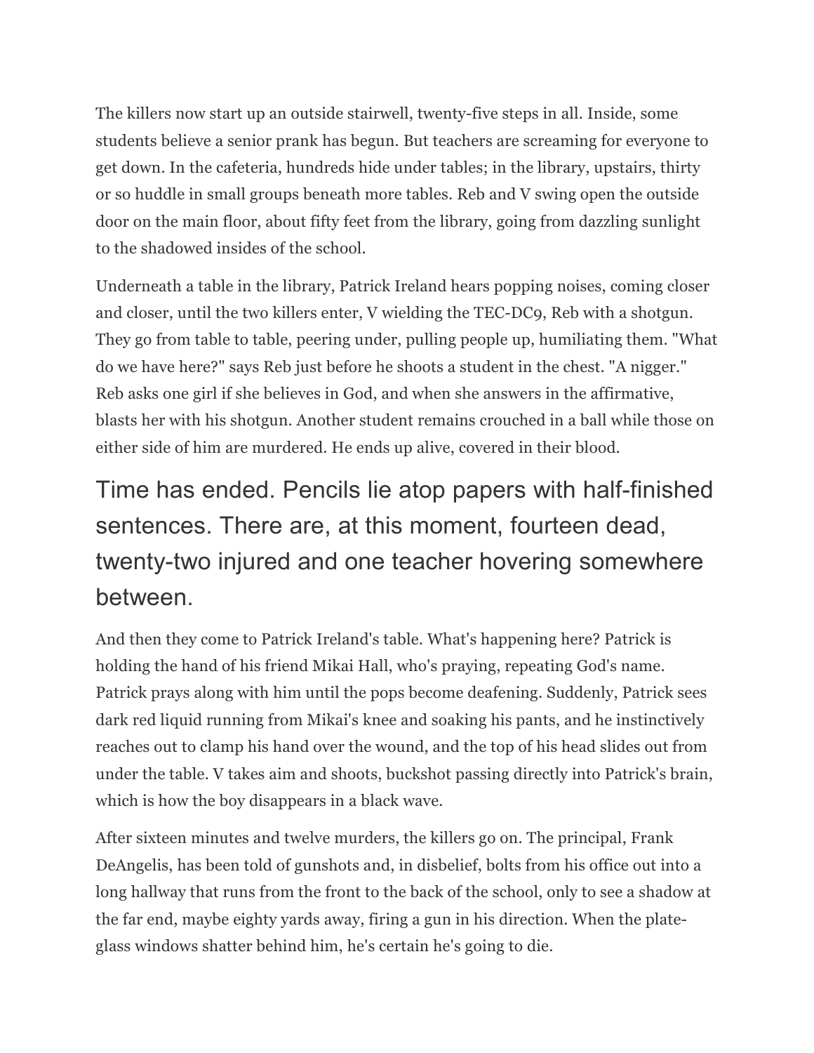The killers now start up an outside stairwell, twenty-five steps in all. Inside, some students believe a senior prank has begun. But teachers are screaming for everyone to get down. In the cafeteria, hundreds hide under tables; in the library, upstairs, thirty or so huddle in small groups beneath more tables. Reb and V swing open the outside door on the main floor, about fifty feet from the library, going from dazzling sunlight to the shadowed insides of the school.

Underneath a table in the library, Patrick Ireland hears popping noises, coming closer and closer, until the two killers enter, V wielding the TEC-DC9, Reb with a shotgun. They go from table to table, peering under, pulling people up, humiliating them. "What do we have here?" says Reb just before he shoots a student in the chest. "A nigger." Reb asks one girl if she believes in God, and when she answers in the affirmative, blasts her with his shotgun. Another student remains crouched in a ball while those on either side of him are murdered. He ends up alive, covered in their blood.

## Time has ended. Pencils lie atop papers with half-finished sentences. There are, at this moment, fourteen dead, twenty-two injured and one teacher hovering somewhere between.

And then they come to Patrick Ireland's table. What's happening here? Patrick is holding the hand of his friend Mikai Hall, who's praying, repeating God's name. Patrick prays along with him until the pops become deafening. Suddenly, Patrick sees dark red liquid running from Mikai's knee and soaking his pants, and he instinctively reaches out to clamp his hand over the wound, and the top of his head slides out from under the table. V takes aim and shoots, buckshot passing directly into Patrick's brain, which is how the boy disappears in a black wave.

After sixteen minutes and twelve murders, the killers go on. The principal, Frank DeAngelis, has been told of gunshots and, in disbelief, bolts from his office out into a long hallway that runs from the front to the back of the school, only to see a shadow at the far end, maybe eighty yards away, firing a gun in his direction. When the plate-glass windows shatter behind him, he's certain he's going to die.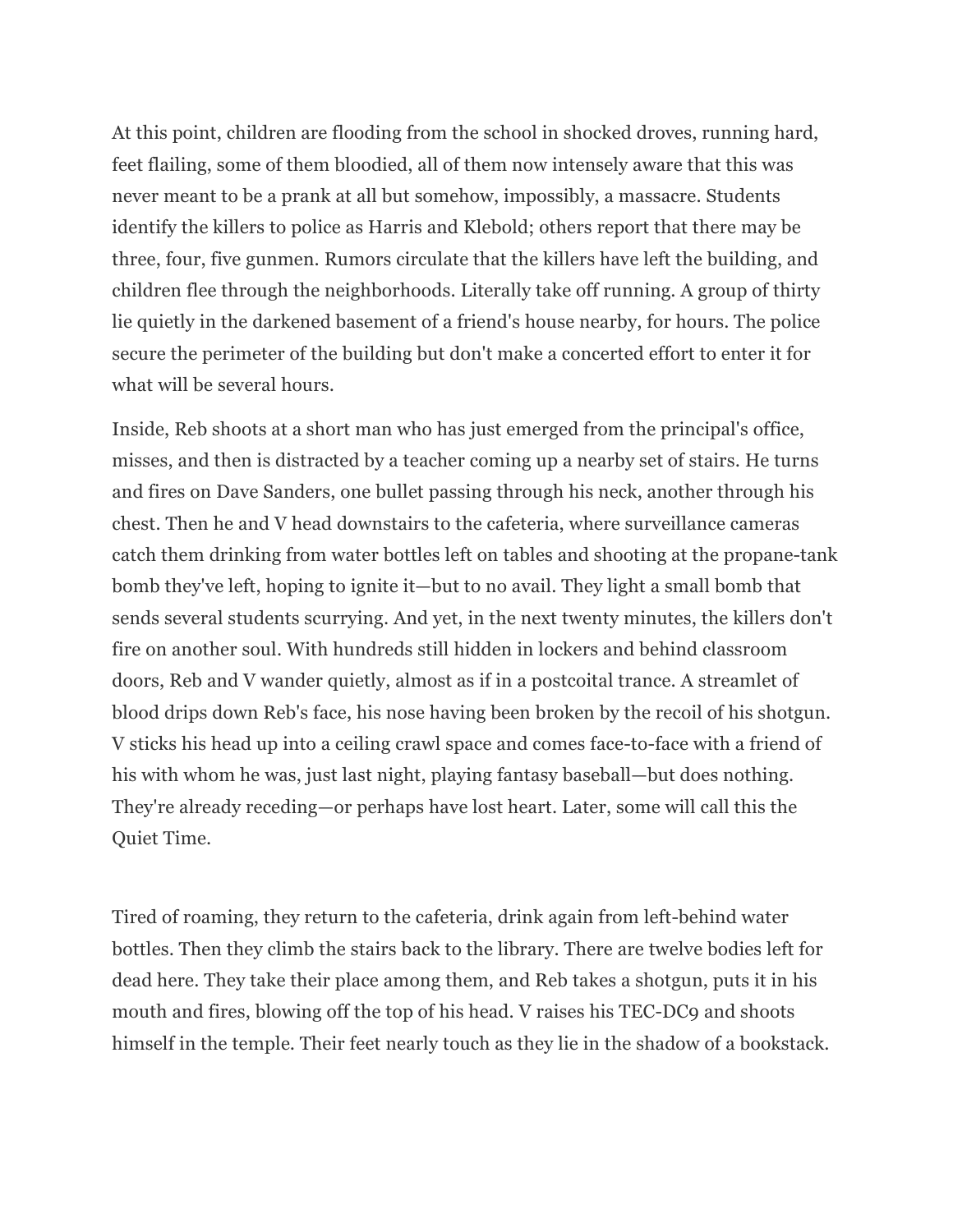At this point, children are flooding from the school in shocked droves, running hard, feet flailing, some of them bloodied, all of them now intensely aware that this was never meant to be a prank at all but somehow, impossibly, a massacre. Students identify the killers to police as Harris and Klebold; others report that there may be three, four, five gunmen. Rumors circulate that the killers have left the building, and children flee through the neighborhoods. Literally take off running. A group of thirty lie quietly in the darkened basement of a friend's house nearby, for hours. The police secure the perimeter of the building but don't make a concerted effort to enter it for what will be several hours.

Inside, Reb shoots at a short man who has just emerged from the principal's office, misses, and then is distracted by a teacher coming up a nearby set of stairs. He turns and fires on Dave Sanders, one bullet passing through his neck, another through his chest. Then he and V head downstairs to the cafeteria, where surveillance cameras catch them drinking from water bottles left on tables and shooting at the propane-tank bomb they've left, hoping to ignite it—but to no avail. They light a small bomb that sends several students scurrying. And yet, in the next twenty minutes, the killers don't fire on another soul. With hundreds still hidden in lockers and behind classroom doors, Reb and V wander quietly, almost as if in a postcoital trance. A streamlet of blood drips down Reb's face, his nose having been broken by the recoil of his shotgun. V sticks his head up into a ceiling crawl space and comes face-to-face with a friend of his with whom he was, just last night, playing fantasy baseball—but does nothing. They're already receding—or perhaps have lost heart. Later, some will call this the Quiet Time.

Tired of roaming, they return to the cafeteria, drink again from left-behind water bottles. Then they climb the stairs back to the library. There are twelve bodies left for dead here. They take their place among them, and Reb takes a shotgun, puts it in his mouth and fires, blowing off the top of his head. V raises his TEC-DC9 and shoots himself in the temple. Their feet nearly touch as they lie in the shadow of a bookstack.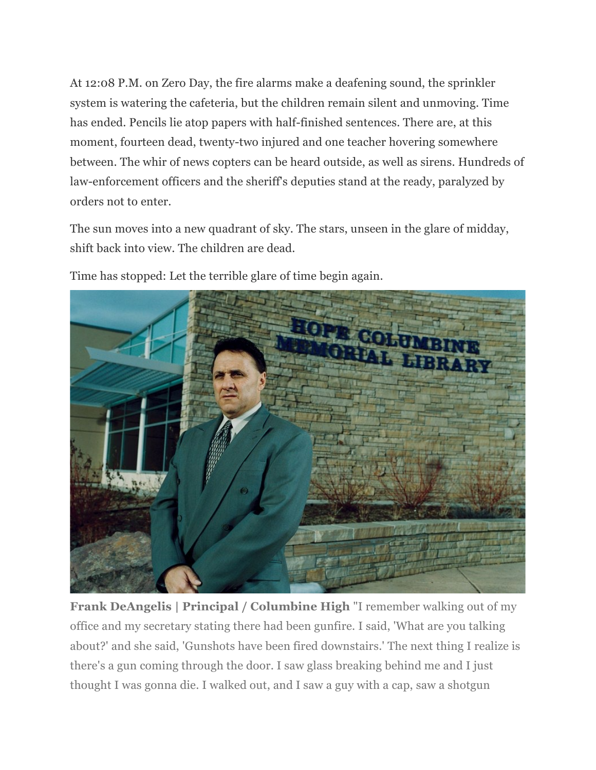At 12:08 P.M. on Zero Day, the fire alarms make a deafening sound, the sprinkler system is watering the cafeteria, but the children remain silent and unmoving. Time has ended. Pencils lie atop papers with half-finished sentences. There are, at this moment, fourteen dead, twenty-two injured and one teacher hovering somewhere between. The whir of news copters can be heard outside, as well as sirens. Hundreds of law-enforcement officers and the sheriff's deputies stand at the ready, paralyzed by orders not to enter.

The sun moves into a new quadrant of sky. The stars, unseen in the glare of midday, shift back into view. The children are dead.

Time has stopped: Let the terrible glare of time begin again.

**Frank DeAngelis | Principal / Columbine High** "I remember walking out of my office and my secretary stating there had been gunfire. I said, 'What are you talking about?' and she said, 'Gunshots have been fired downstairs.' The next thing I realize is there's a gun coming through the door. I saw glass breaking behind me and I just thought I was gonna die. I walked out, and I saw a guy with a cap, saw a shotgun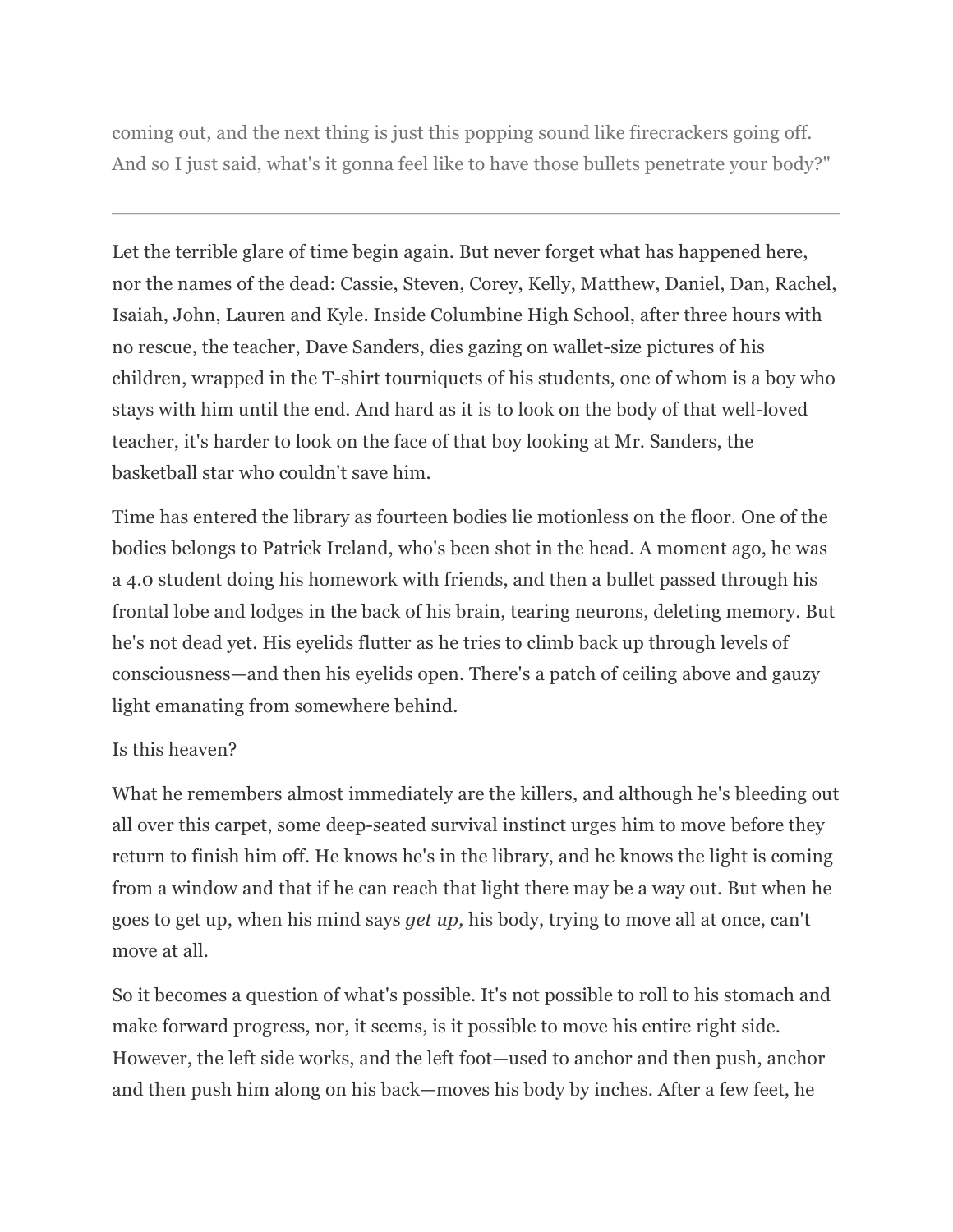coming out, and the next thing is just this popping sound like firecrackers going off. And so I just said, what's it gonna feel like to have those bullets penetrate your body?"

---

Let the terrible glare of time begin again. But never forget what has happened here, nor the names of the dead: Cassie, Steven, Corey, Kelly, Matthew, Daniel, Dan, Rachel, Isaiah, John, Lauren and Kyle. Inside Columbine High School, after three hours with no rescue, the teacher, Dave Sanders, dies gazing on wallet-size pictures of his children, wrapped in the T-shirt tourniquets of his students, one of whom is a boy who stays with him until the end. And hard as it is to look on the body of that well-loved teacher, it's harder to look on the face of that boy looking at Mr. Sanders, the basketball star who couldn't save him.

Time has entered the library as fourteen bodies lie motionless on the floor. One of the bodies belongs to Patrick Ireland, who's been shot in the head. A moment ago, he was a 4.0 student doing his homework with friends, and then a bullet passed through his frontal lobe and lodges in the back of his brain, tearing neurons, deleting memory. But he's not dead yet. His eyelids flutter as he tries to climb back up through levels of consciousness—and then his eyelids open. There's a patch of ceiling above and gauzy light emanating from somewhere behind.

Is this heaven?

What he remembers almost immediately are the killers, and although he's bleeding out all over this carpet, some deep-seated survival instinct urges him to move before they return to finish him off. He knows he's in the library, and he knows the light is coming from a window and that if he can reach that light there may be a way out. But when he goes to get up, when his mind says *get up,* his body, trying to move all at once, can't move at all.

So it becomes a question of what's possible. It's not possible to roll to his stomach and make forward progress, nor, it seems, is it possible to move his entire right side. However, the left side works, and the left foot—used to anchor and then push, anchor and then push him along on his back—moves his body by inches. After a few feet, he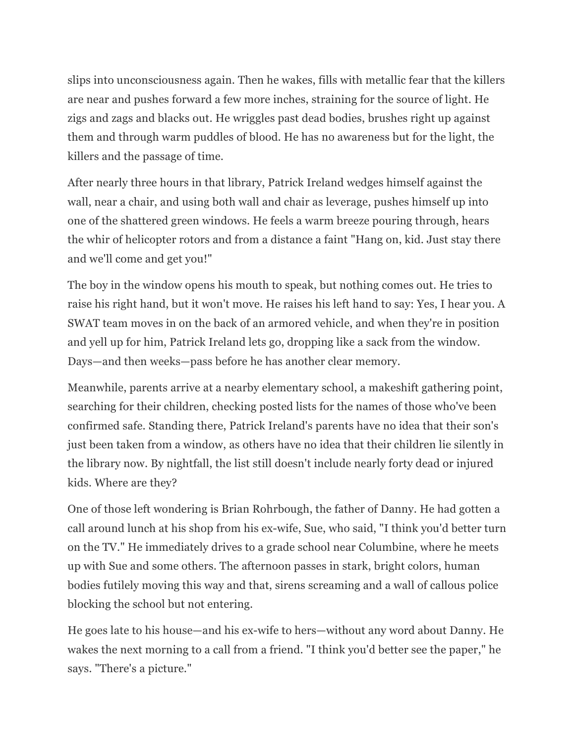slips into unconsciousness again. Then he wakes, fills with metallic fear that the killers are near and pushes forward a few more inches, straining for the source of light. He zigs and zags and blacks out. He wriggles past dead bodies, brushes right up against them and through warm puddles of blood. He has no awareness but for the light, the killers and the passage of time.

After nearly three hours in that library, Patrick Ireland wedges himself against the wall, near a chair, and using both wall and chair as leverage, pushes himself up into one of the shattered green windows. He feels a warm breeze pouring through, hears the whir of helicopter rotors and from a distance a faint "Hang on, kid. Just stay there and we'll come and get you!"

The boy in the window opens his mouth to speak, but nothing comes out. He tries to raise his right hand, but it won't move. He raises his left hand to say: Yes, I hear you. A SWAT team moves in on the back of an armored vehicle, and when they're in position and yell up for him, Patrick Ireland lets go, dropping like a sack from the window. Days—and then weeks—pass before he has another clear memory.

Meanwhile, parents arrive at a nearby elementary school, a makeshift gathering point, searching for their children, checking posted lists for the names of those who've been confirmed safe. Standing there, Patrick Ireland's parents have no idea that their son's just been taken from a window, as others have no idea that their children lie silently in the library now. By nightfall, the list still doesn't include nearly forty dead or injured kids. Where are they?

One of those left wondering is Brian Rohrbough, the father of Danny. He had gotten a call around lunch at his shop from his ex-wife, Sue, who said, "I think you'd better turn on the TV." He immediately drives to a grade school near Columbine, where he meets up with Sue and some others. The afternoon passes in stark, bright colors, human bodies futilely moving this way and that, sirens screaming and a wall of callous police blocking the school but not entering.

He goes late to his house—and his ex-wife to hers—without any word about Danny. He wakes the next morning to a call from a friend. "I think you'd better see the paper," he says. "There's a picture."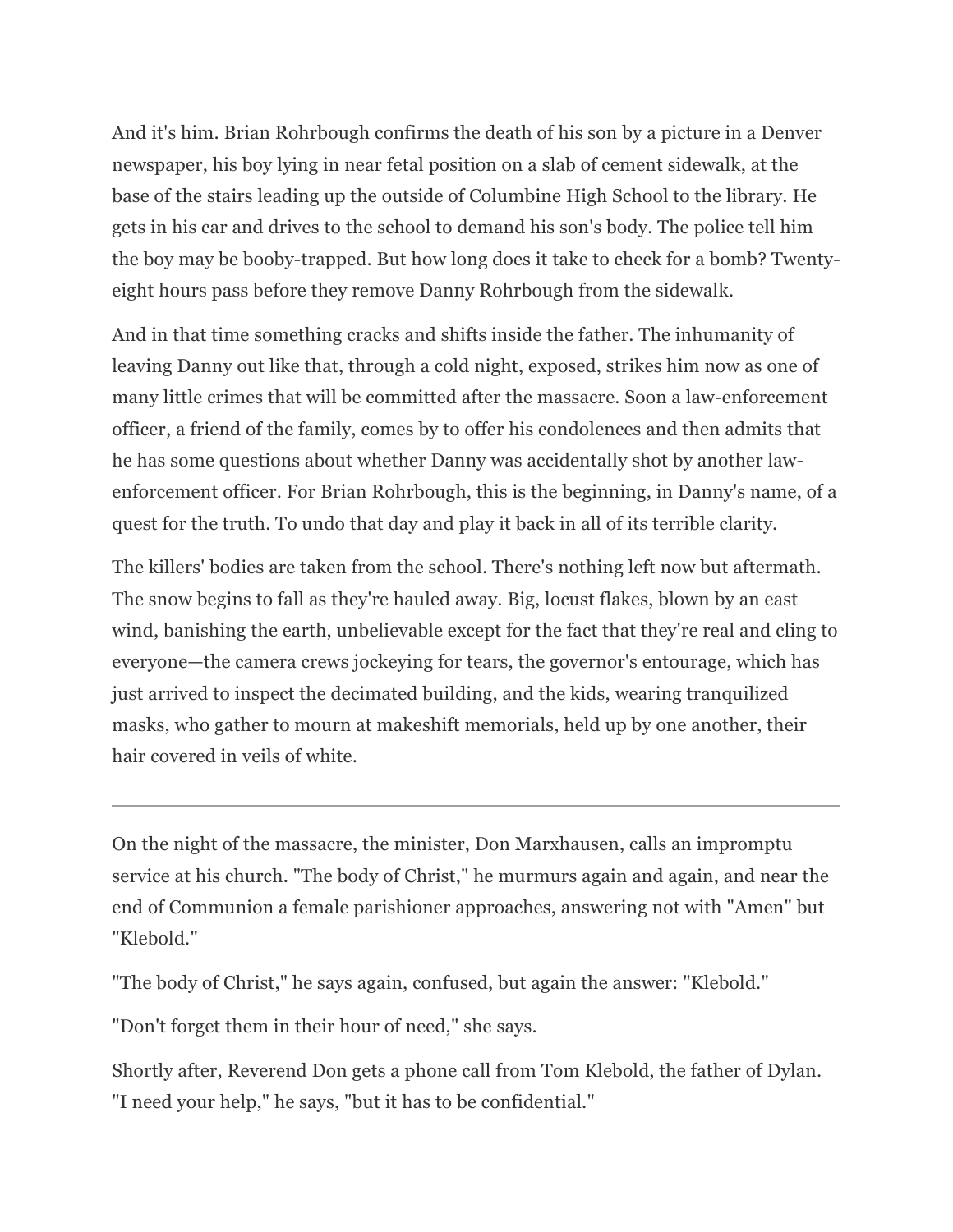And it's him. Brian Rohrbough confirms the death of his son by a picture in a Denver newspaper, his boy lying in near fetal position on a slab of cement sidewalk, at the base of the stairs leading up the outside of Columbine High School to the library. He gets in his car and drives to the school to demand his son's body. The police tell him the boy may be booby-trapped. But how long does it take to check for a bomb? Twenty-eight hours pass before they remove Danny Rohrbough from the sidewalk.

And in that time something cracks and shifts inside the father. The inhumanity of leaving Danny out like that, through a cold night, exposed, strikes him now as one of many little crimes that will be committed after the massacre. Soon a law-enforcement officer, a friend of the family, comes by to offer his condolences and then admits that he has some questions about whether Danny was accidentally shot by another law-enforcement officer. For Brian Rohrbough, this is the beginning, in Danny's name, of a quest for the truth. To undo that day and play it back in all of its terrible clarity.

The killers' bodies are taken from the school. There's nothing left now but aftermath. The snow begins to fall as they're hauled away. Big, locust flakes, blown by an east wind, banishing the earth, unbelievable except for the fact that they're real and cling to everyone—the camera crews jockeying for tears, the governor's entourage, which has just arrived to inspect the decimated building, and the kids, wearing tranquilized masks, who gather to mourn at makeshift memorials, held up by one another, their hair covered in veils of white.

---

On the night of the massacre, the minister, Don Marxhausen, calls an impromptu service at his church. "The body of Christ," he murmurs again and again, and near the end of Communion a female parishioner approaches, answering not with "Amen" but "Klebold."

"The body of Christ," he says again, confused, but again the answer: "Klebold."

"Don't forget them in their hour of need," she says.

Shortly after, Reverend Don gets a phone call from Tom Klebold, the father of Dylan. "I need your help," he says, "but it has to be confidential."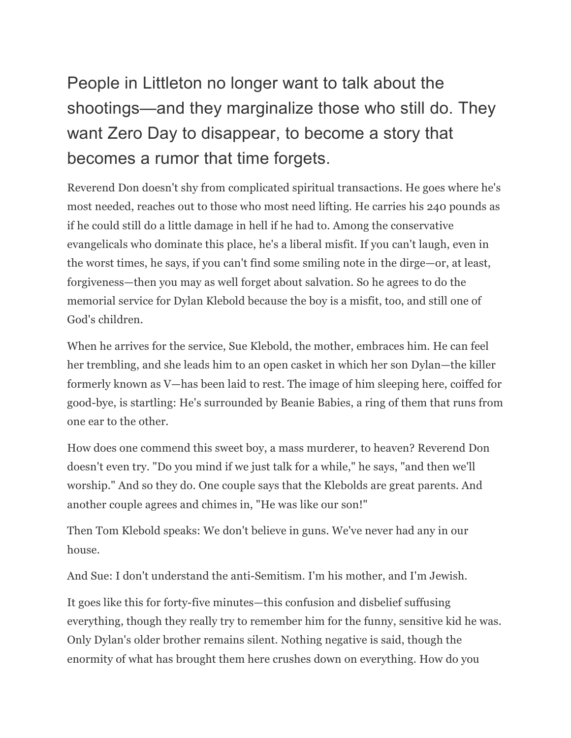People in Littleton no longer want to talk about the shootings—and they marginalize those who still do. They want Zero Day to disappear, to become a story that becomes a rumor that time forgets.

Reverend Don doesn't shy from complicated spiritual transactions. He goes where he's most needed, reaches out to those who most need lifting. He carries his 240 pounds as if he could still do a little damage in hell if he had to. Among the conservative evangelicals who dominate this place, he's a liberal misfit. If you can't laugh, even in the worst times, he says, if you can't find some smiling note in the dirge—or, at least, forgiveness—then you may as well forget about salvation. So he agrees to do the memorial service for Dylan Klebold because the boy is a misfit, too, and still one of God's children.

When he arrives for the service, Sue Klebold, the mother, embraces him. He can feel her trembling, and she leads him to an open casket in which her son Dylan—the killer formerly known as V—has been laid to rest. The image of him sleeping here, coiffed for good-bye, is startling: He's surrounded by Beanie Babies, a ring of them that runs from one ear to the other.

How does one commend this sweet boy, a mass murderer, to heaven? Reverend Don doesn't even try. "Do you mind if we just talk for a while," he says, "and then we'll worship." And so they do. One couple says that the Klebolds are great parents. And another couple agrees and chimes in, "He was like our son!"

Then Tom Klebold speaks: We don't believe in guns. We've never had any in our house.

And Sue: I don't understand the anti-Semitism. I'm his mother, and I'm Jewish.

It goes like this for forty-five minutes—this confusion and disbelief suffusing everything, though they really try to remember him for the funny, sensitive kid he was. Only Dylan's older brother remains silent. Nothing negative is said, though the enormity of what has brought them here crushes down on everything. How do you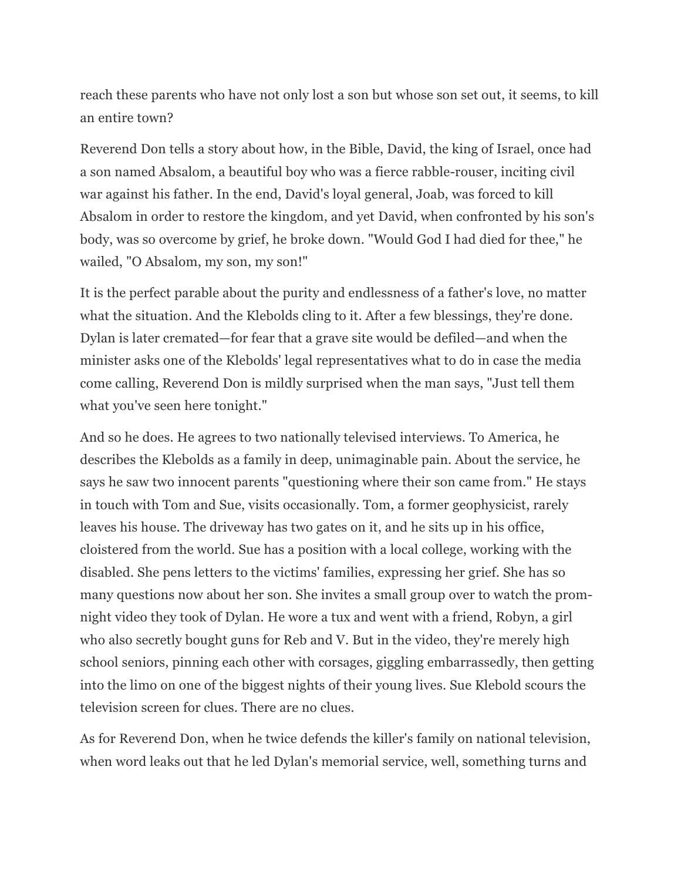reach these parents who have not only lost a son but whose son set out, it seems, to kill an entire town?

Reverend Don tells a story about how, in the Bible, David, the king of Israel, once had a son named Absalom, a beautiful boy who was a fierce rabble-rouser, inciting civil war against his father. In the end, David's loyal general, Joab, was forced to kill Absalom in order to restore the kingdom, and yet David, when confronted by his son's body, was so overcome by grief, he broke down. "Would God I had died for thee," he wailed, "O Absalom, my son, my son!"

It is the perfect parable about the purity and endlessness of a father's love, no matter what the situation. And the Klebolds cling to it. After a few blessings, they're done. Dylan is later cremated—for fear that a grave site would be defiled—and when the minister asks one of the Klebolds' legal representatives what to do in case the media come calling, Reverend Don is mildly surprised when the man says, "Just tell them what you've seen here tonight."

And so he does. He agrees to two nationally televised interviews. To America, he describes the Klebolds as a family in deep, unimaginable pain. About the service, he says he saw two innocent parents "questioning where their son came from." He stays in touch with Tom and Sue, visits occasionally. Tom, a former geophysicist, rarely leaves his house. The driveway has two gates on it, and he sits up in his office, cloistered from the world. Sue has a position with a local college, working with the disabled. She pens letters to the victims' families, expressing her grief. She has so many questions now about her son. She invites a small group over to watch the prom-night video they took of Dylan. He wore a tux and went with a friend, Robyn, a girl who also secretly bought guns for Reb and V. But in the video, they're merely high school seniors, pinning each other with corsages, giggling embarrassedly, then getting into the limo on one of the biggest nights of their young lives. Sue Klebold scours the television screen for clues. There are no clues.

As for Reverend Don, when he twice defends the killer's family on national television, when word leaks out that he led Dylan's memorial service, well, something turns and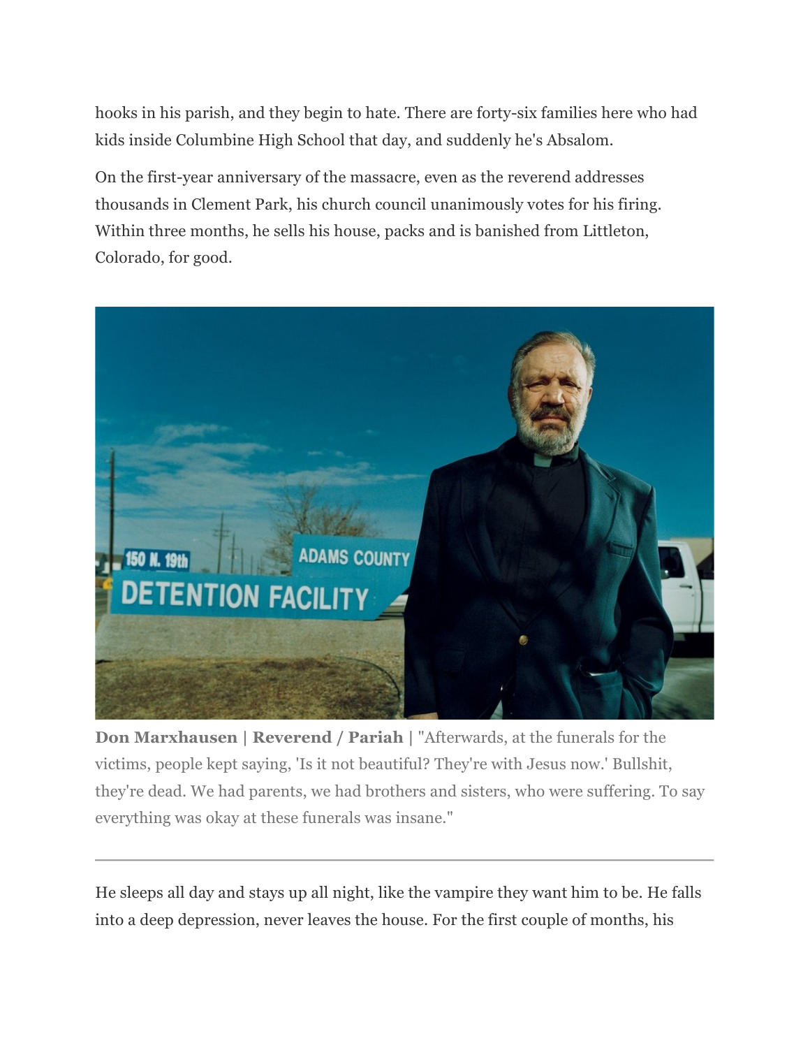hooks in his parish, and they begin to hate. There are forty-six families here who had kids inside Columbine High School that day, and suddenly he's Absalom.

On the first-year anniversary of the massacre, even as the reverend addresses thousands in Clement Park, his church council unanimously votes for his firing. Within three months, he sells his house, packs and is banished from Littleton, Colorado, for good.

**Don Marxhausen | Reverend / Pariah** | "Afterwards, at the funerals for the victims, people kept saying, 'Is it not beautiful? They're with Jesus now.' Bullshit, they're dead. We had parents, we had brothers and sisters, who were suffering. To say everything was okay at these funerals was insane."

---

He sleeps all day and stays up all night, like the vampire they want him to be. He falls into a deep depression, never leaves the house. For the first couple of months, his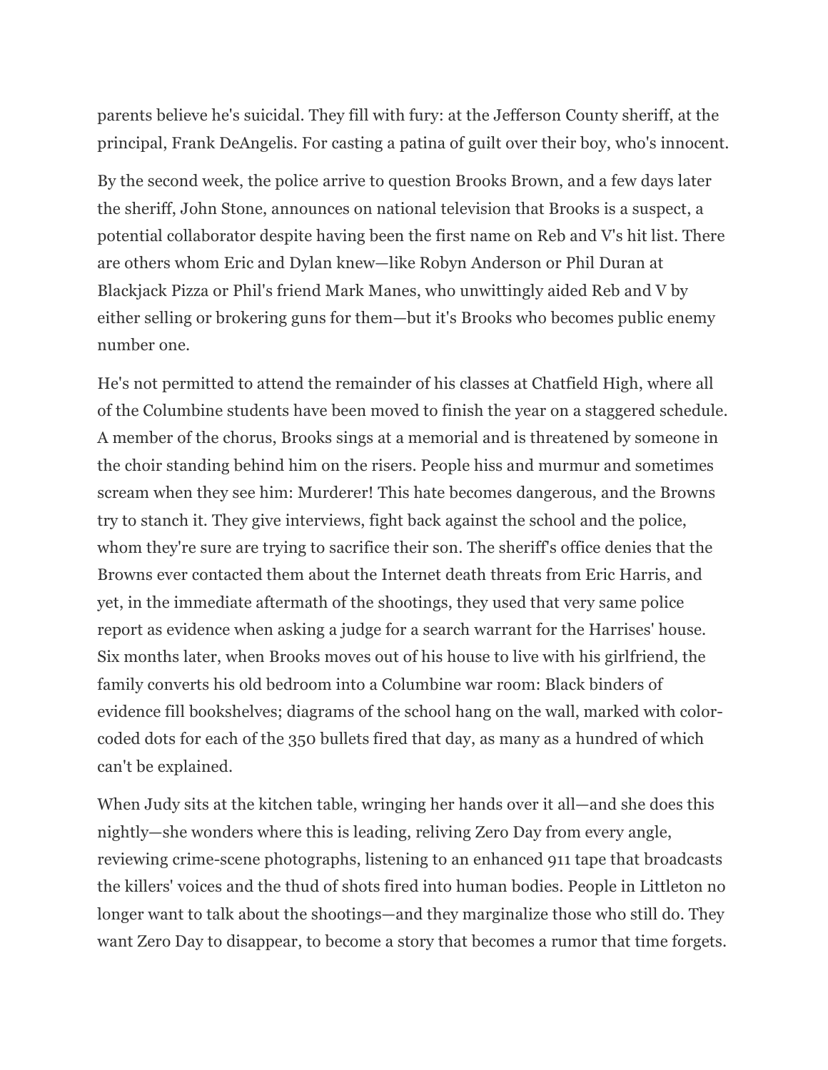parents believe he's suicidal. They fill with fury: at the Jefferson County sheriff, at the principal, Frank DeAngelis. For casting a patina of guilt over their boy, who's innocent.

By the second week, the police arrive to question Brooks Brown, and a few days later the sheriff, John Stone, announces on national television that Brooks is a suspect, a potential collaborator despite having been the first name on Reb and V's hit list. There are others whom Eric and Dylan knew—like Robyn Anderson or Phil Duran at Blackjack Pizza or Phil's friend Mark Manes, who unwittingly aided Reb and V by either selling or brokering guns for them—but it's Brooks who becomes public enemy number one.

He's not permitted to attend the remainder of his classes at Chatfield High, where all of the Columbine students have been moved to finish the year on a staggered schedule. A member of the chorus, Brooks sings at a memorial and is threatened by someone in the choir standing behind him on the risers. People hiss and murmur and sometimes scream when they see him: Murderer! This hate becomes dangerous, and the Browns try to stanch it. They give interviews, fight back against the school and the police, whom they're sure are trying to sacrifice their son. The sheriff's office denies that the Browns ever contacted them about the Internet death threats from Eric Harris, and yet, in the immediate aftermath of the shootings, they used that very same police report as evidence when asking a judge for a search warrant for the Harrises' house. Six months later, when Brooks moves out of his house to live with his girlfriend, the family converts his old bedroom into a Columbine war room: Black binders of evidence fill bookshelves; diagrams of the school hang on the wall, marked with color-coded dots for each of the 350 bullets fired that day, as many as a hundred of which can't be explained.

When Judy sits at the kitchen table, wringing her hands over it all—and she does this nightly—she wonders where this is leading, reliving Zero Day from every angle, reviewing crime-scene photographs, listening to an enhanced 911 tape that broadcasts the killers' voices and the thud of shots fired into human bodies. People in Littleton no longer want to talk about the shootings—and they marginalize those who still do. They want Zero Day to disappear, to become a story that becomes a rumor that time forgets.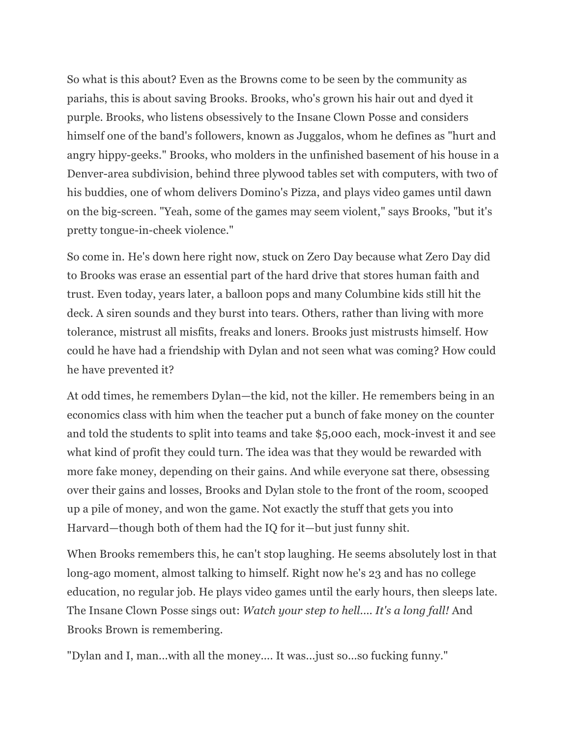So what is this about? Even as the Browns come to be seen by the community as pariahs, this is about saving Brooks. Brooks, who's grown his hair out and dyed it purple. Brooks, who listens obsessively to the Insane Clown Posse and considers himself one of the band's followers, known as Juggalos, whom he defines as "hurt and angry hippy-geeks." Brooks, who molders in the unfinished basement of his house in a Denver-area subdivision, behind three plywood tables set with computers, with two of his buddies, one of whom delivers Domino's Pizza, and plays video games until dawn on the big-screen. "Yeah, some of the games may seem violent," says Brooks, "but it's pretty tongue-in-cheek violence."

So come in. He's down here right now, stuck on Zero Day because what Zero Day did to Brooks was erase an essential part of the hard drive that stores human faith and trust. Even today, years later, a balloon pops and many Columbine kids still hit the deck. A siren sounds and they burst into tears. Others, rather than living with more tolerance, mistrust all misfits, freaks and loners. Brooks just mistrusts himself. How could he have had a friendship with Dylan and not seen what was coming? How could he have prevented it?

At odd times, he remembers Dylan—the kid, not the killer. He remembers being in an economics class with him when the teacher put a bunch of fake money on the counter and told the students to split into teams and take $5,000 each, mock-invest it and see what kind of profit they could turn. The idea was that they would be rewarded with more fake money, depending on their gains. And while everyone sat there, obsessing over their gains and losses, Brooks and Dylan stole to the front of the room, scooped up a pile of money, and won the game. Not exactly the stuff that gets you into Harvard—though both of them had the IQ for it—but just funny shit.

When Brooks remembers this, he can't stop laughing. He seems absolutely lost in that long-ago moment, almost talking to himself. Right now he's 23 and has no college education, no regular job. He plays video games until the early hours, then sleeps late. The Insane Clown Posse sings out: *Watch your step to hell.... It's a long fall!* And Brooks Brown is remembering.

"Dylan and I, man...with all the money.... It was...just so...so fucking funny."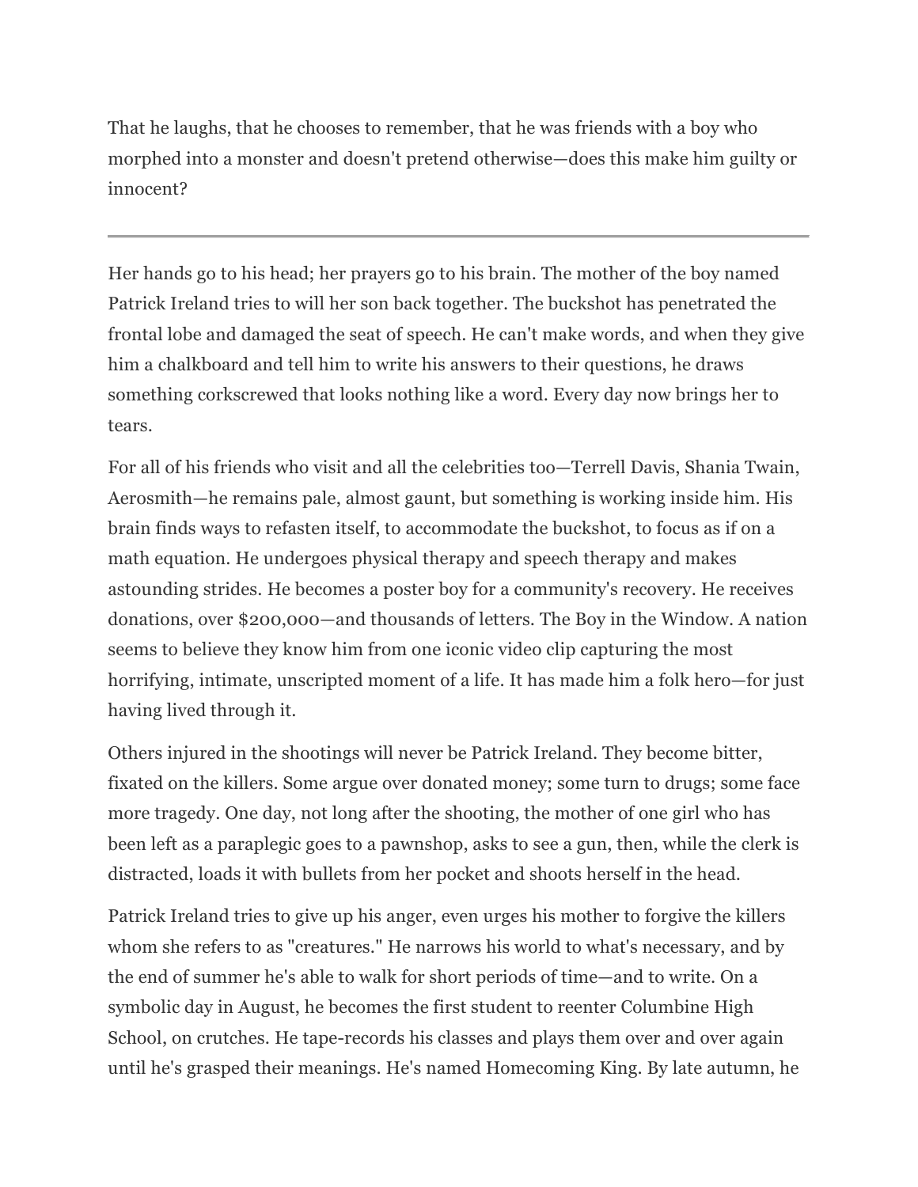That he laughs, that he chooses to remember, that he was friends with a boy who morphed into a monster and doesn't pretend otherwise—does this make him guilty or innocent?

---

Her hands go to his head; her prayers go to his brain. The mother of the boy named Patrick Ireland tries to will her son back together. The buckshot has penetrated the frontal lobe and damaged the seat of speech. He can't make words, and when they give him a chalkboard and tell him to write his answers to their questions, he draws something corkscrewed that looks nothing like a word. Every day now brings her to tears.

For all of his friends who visit and all the celebrities too—Terrell Davis, Shania Twain, Aerosmith—he remains pale, almost gaunt, but something is working inside him. His brain finds ways to refasten itself, to accommodate the buckshot, to focus as if on a math equation. He undergoes physical therapy and speech therapy and makes astounding strides. He becomes a poster boy for a community's recovery. He receives donations, over $200,000—and thousands of letters. The Boy in the Window. A nation seems to believe they know him from one iconic video clip capturing the most horrifying, intimate, unscripted moment of a life. It has made him a folk hero—for just having lived through it.

Others injured in the shootings will never be Patrick Ireland. They become bitter, fixated on the killers. Some argue over donated money; some turn to drugs; some face more tragedy. One day, not long after the shooting, the mother of one girl who has been left as a paraplegic goes to a pawnshop, asks to see a gun, then, while the clerk is distracted, loads it with bullets from her pocket and shoots herself in the head.

Patrick Ireland tries to give up his anger, even urges his mother to forgive the killers whom she refers to as "creatures." He narrows his world to what's necessary, and by the end of summer he's able to walk for short periods of time—and to write. On a symbolic day in August, he becomes the first student to reenter Columbine High School, on crutches. He tape-records his classes and plays them over and over again until he's grasped their meanings. He's named Homecoming King. By late autumn, he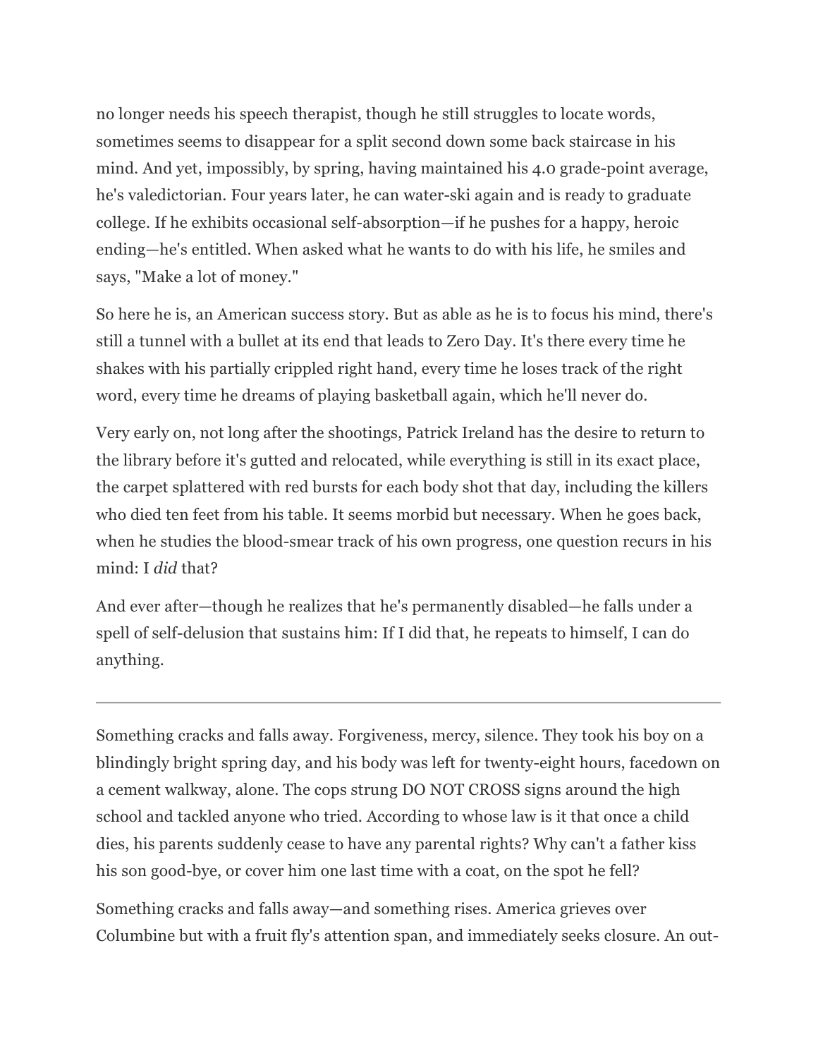no longer needs his speech therapist, though he still struggles to locate words, sometimes seems to disappear for a split second down some back staircase in his mind. And yet, impossibly, by spring, having maintained his 4.0 grade-point average, he's valedictorian. Four years later, he can water-ski again and is ready to graduate college. If he exhibits occasional self-absorption—if he pushes for a happy, heroic ending—he's entitled. When asked what he wants to do with his life, he smiles and says, "Make a lot of money."

So here he is, an American success story. But as able as he is to focus his mind, there's still a tunnel with a bullet at its end that leads to Zero Day. It's there every time he shakes with his partially crippled right hand, every time he loses track of the right word, every time he dreams of playing basketball again, which he'll never do.

Very early on, not long after the shootings, Patrick Ireland has the desire to return to the library before it's gutted and relocated, while everything is still in its exact place, the carpet splattered with red bursts for each body shot that day, including the killers who died ten feet from his table. It seems morbid but necessary. When he goes back, when he studies the blood-smear track of his own progress, one question recurs in his mind: I *did* that?

And ever after—though he realizes that he's permanently disabled—he falls under a spell of self-delusion that sustains him: If I did that, he repeats to himself, I can do anything.

---

Something cracks and falls away. Forgiveness, mercy, silence. They took his boy on a blindingly bright spring day, and his body was left for twenty-eight hours, facedown on a cement walkway, alone. The cops strung DO NOT CROSS signs around the high school and tackled anyone who tried. According to whose law is it that once a child dies, his parents suddenly cease to have any parental rights? Why can't a father kiss his son good-bye, or cover him one last time with a coat, on the spot he fell?

Something cracks and falls away—and something rises. America grieves over Columbine but with a fruit fly's attention span, and immediately seeks closure. An out-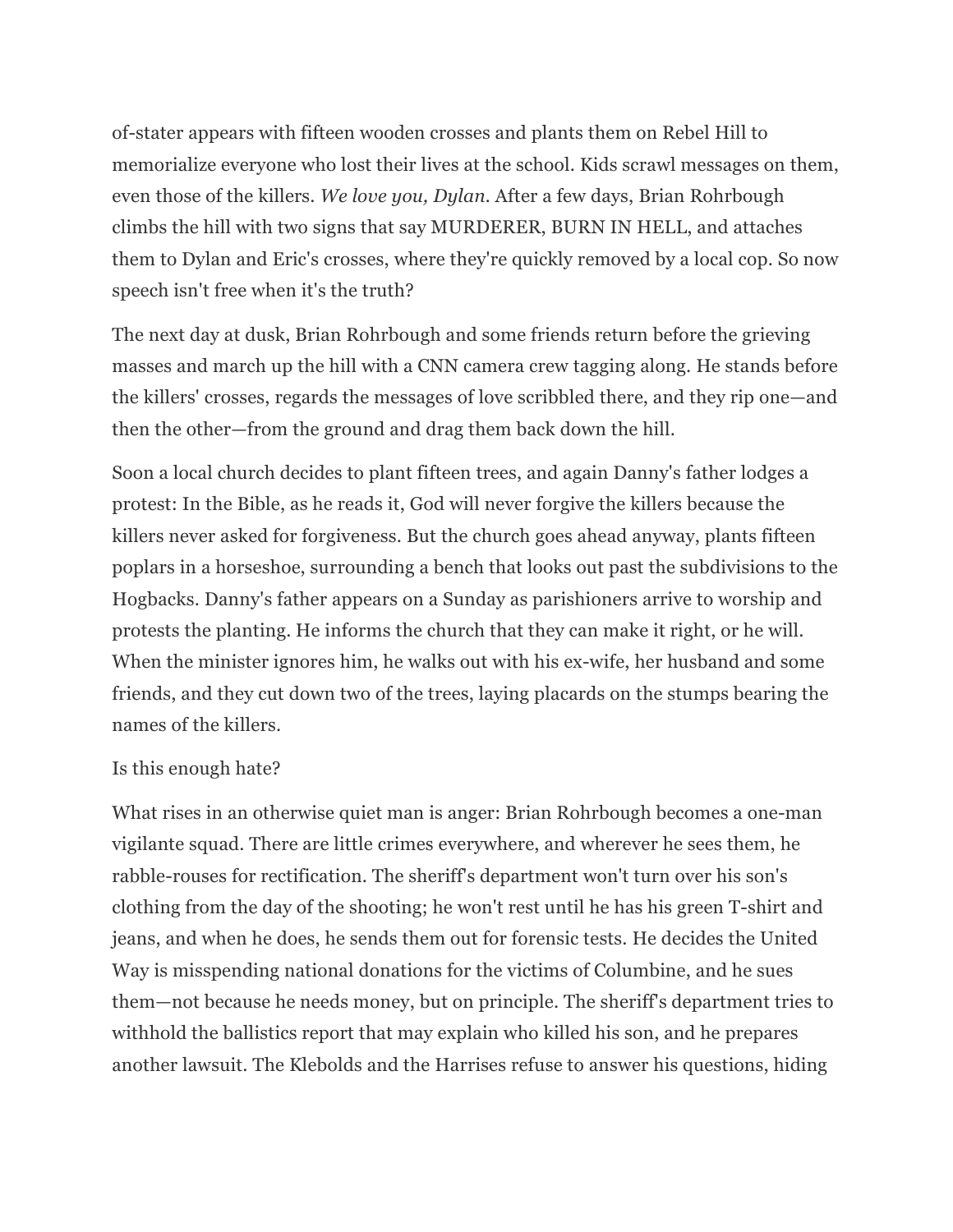of-stater appears with fifteen wooden crosses and plants them on Rebel Hill to memorialize everyone who lost their lives at the school. Kids scrawl messages on them, even those of the killers. *We love you, Dylan*. After a few days, Brian Rohrbough climbs the hill with two signs that say MURDERER, BURN IN HELL, and attaches them to Dylan and Eric's crosses, where they're quickly removed by a local cop. So now speech isn't free when it's the truth?

The next day at dusk, Brian Rohrbough and some friends return before the grieving masses and march up the hill with a CNN camera crew tagging along. He stands before the killers' crosses, regards the messages of love scribbled there, and they rip one—and then the other—from the ground and drag them back down the hill.

Soon a local church decides to plant fifteen trees, and again Danny's father lodges a protest: In the Bible, as he reads it, God will never forgive the killers because the killers never asked for forgiveness. But the church goes ahead anyway, plants fifteen poplars in a horseshoe, surrounding a bench that looks out past the subdivisions to the Hogbacks. Danny's father appears on a Sunday as parishioners arrive to worship and protests the planting. He informs the church that they can make it right, or he will. When the minister ignores him, he walks out with his ex-wife, her husband and some friends, and they cut down two of the trees, laying placards on the stumps bearing the names of the killers.

Is this enough hate?

What rises in an otherwise quiet man is anger: Brian Rohrbough becomes a one-man vigilante squad. There are little crimes everywhere, and wherever he sees them, he rabble-rouses for rectification. The sheriff's department won't turn over his son's clothing from the day of the shooting; he won't rest until he has his green T-shirt and jeans, and when he does, he sends them out for forensic tests. He decides the United Way is misspending national donations for the victims of Columbine, and he sues them—not because he needs money, but on principle. The sheriff's department tries to withhold the ballistics report that may explain who killed his son, and he prepares another lawsuit. The Klebolds and the Harrises refuse to answer his questions, hiding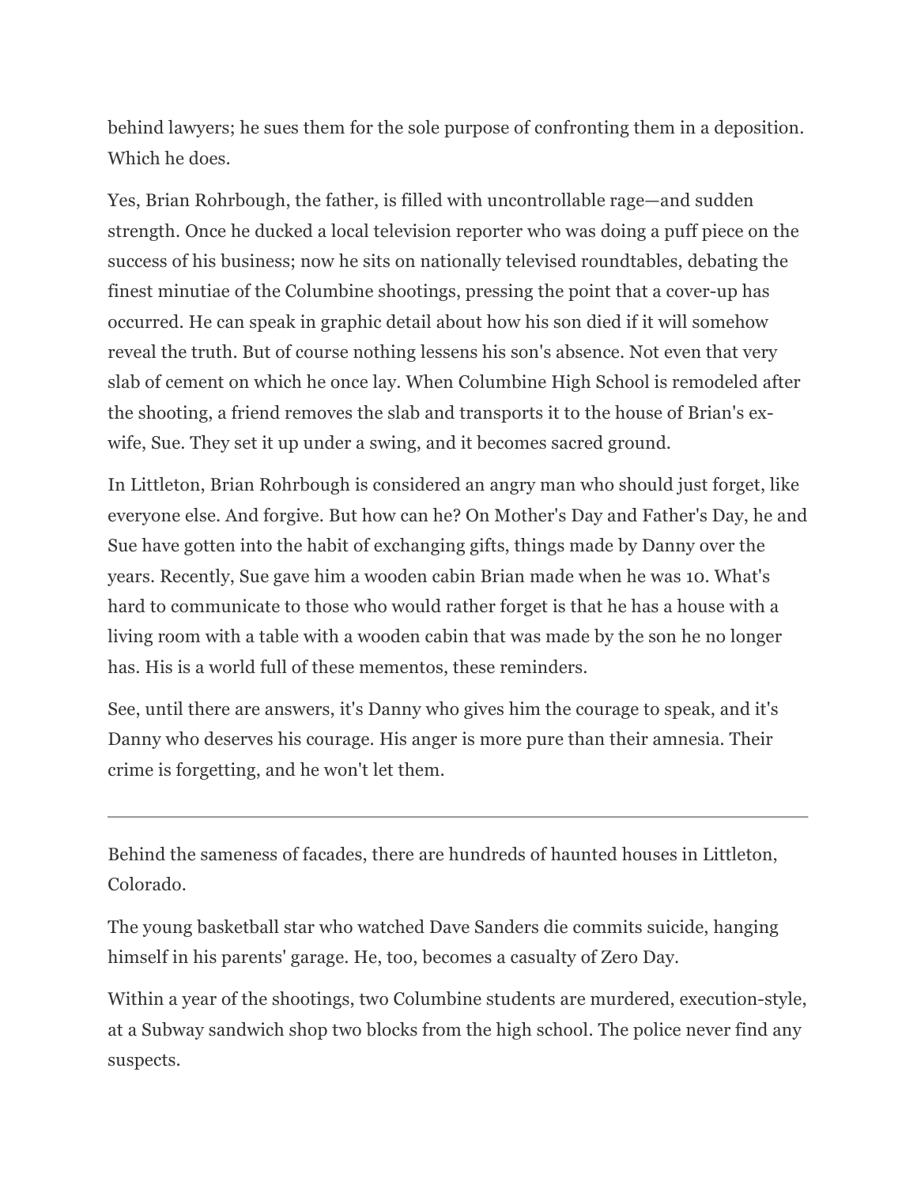behind lawyers; he sues them for the sole purpose of confronting them in a deposition. Which he does.

Yes, Brian Rohrbough, the father, is filled with uncontrollable rage—and sudden strength. Once he ducked a local television reporter who was doing a puff piece on the success of his business; now he sits on nationally televised roundtables, debating the finest minutiae of the Columbine shootings, pressing the point that a cover-up has occurred. He can speak in graphic detail about how his son died if it will somehow reveal the truth. But of course nothing lessens his son's absence. Not even that very slab of cement on which he once lay. When Columbine High School is remodeled after the shooting, a friend removes the slab and transports it to the house of Brian's ex-wife, Sue. They set it up under a swing, and it becomes sacred ground.

In Littleton, Brian Rohrbough is considered an angry man who should just forget, like everyone else. And forgive. But how can he? On Mother's Day and Father's Day, he and Sue have gotten into the habit of exchanging gifts, things made by Danny over the years. Recently, Sue gave him a wooden cabin Brian made when he was 10. What's hard to communicate to those who would rather forget is that he has a house with a living room with a table with a wooden cabin that was made by the son he no longer has. His is a world full of these mementos, these reminders.

See, until there are answers, it's Danny who gives him the courage to speak, and it's Danny who deserves his courage. His anger is more pure than their amnesia. Their crime is forgetting, and he won't let them.

---

Behind the sameness of facades, there are hundreds of haunted houses in Littleton, Colorado.

The young basketball star who watched Dave Sanders die commits suicide, hanging himself in his parents' garage. He, too, becomes a casualty of Zero Day.

Within a year of the shootings, two Columbine students are murdered, execution-style, at a Subway sandwich shop two blocks from the high school. The police never find any suspects.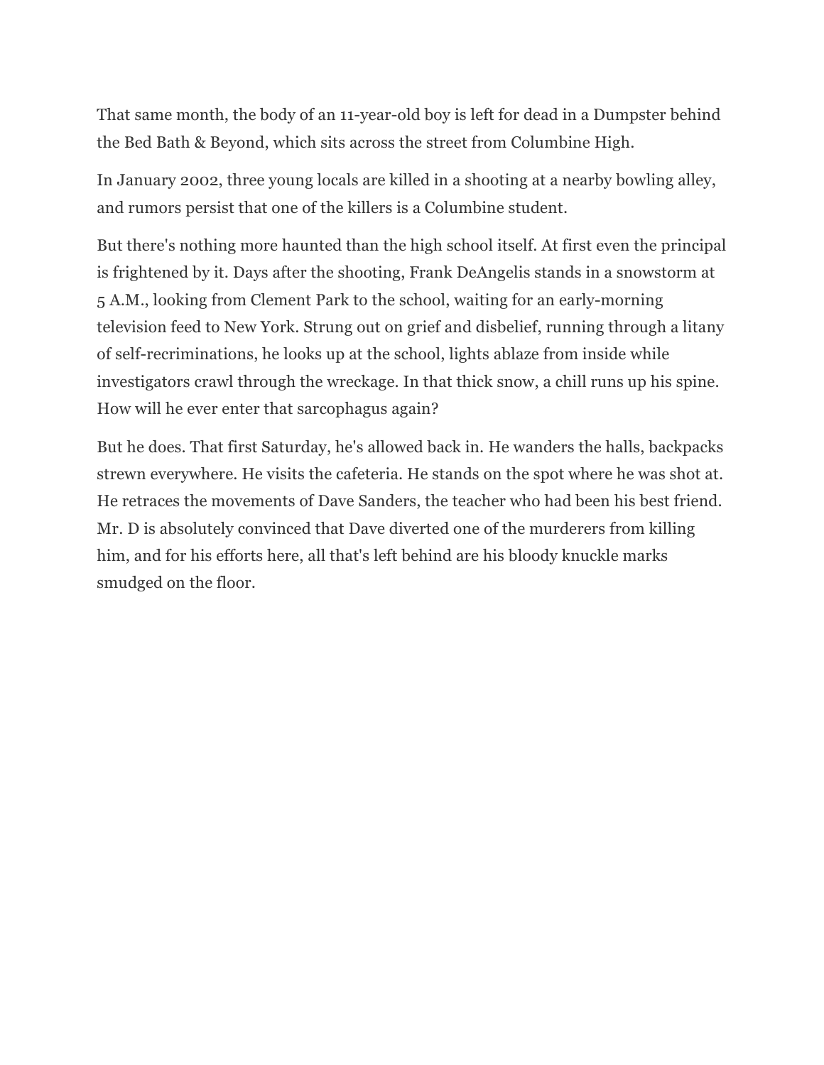That same month, the body of an 11-year-old boy is left for dead in a Dumpster behind the Bed Bath & Beyond, which sits across the street from Columbine High.

In January 2002, three young locals are killed in a shooting at a nearby bowling alley, and rumors persist that one of the killers is a Columbine student.

But there's nothing more haunted than the high school itself. At first even the principal is frightened by it. Days after the shooting, Frank DeAngelis stands in a snowstorm at 5 A.M., looking from Clement Park to the school, waiting for an early-morning television feed to New York. Strung out on grief and disbelief, running through a litany of self-recriminations, he looks up at the school, lights ablaze from inside while investigators crawl through the wreckage. In that thick snow, a chill runs up his spine. How will he ever enter that sarcophagus again?

But he does. That first Saturday, he's allowed back in. He wanders the halls, backpacks strewn everywhere. He visits the cafeteria. He stands on the spot where he was shot at. He retraces the movements of Dave Sanders, the teacher who had been his best friend. Mr. D is absolutely convinced that Dave diverted one of the murderers from killing him, and for his efforts here, all that's left behind are his bloody knuckle marks smudged on the floor.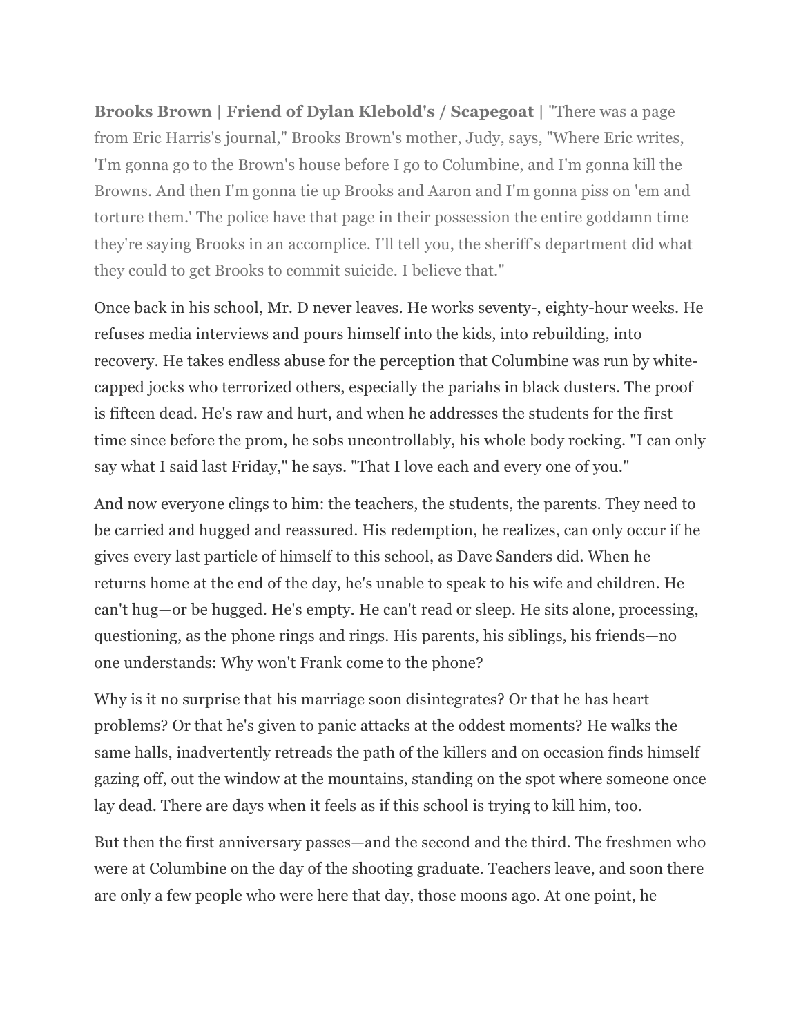**Brooks Brown | Friend of Dylan Klebold's / Scapegoat |** "There was a page from Eric Harris's journal," Brooks Brown's mother, Judy, says, "Where Eric writes, 'I'm gonna go to the Brown's house before I go to Columbine, and I'm gonna kill the Browns. And then I'm gonna tie up Brooks and Aaron and I'm gonna piss on 'em and torture them.' The police have that page in their possession the entire goddamn time they're saying Brooks in an accomplice. I'll tell you, the sheriff's department did what they could to get Brooks to commit suicide. I believe that."

Once back in his school, Mr. D never leaves. He works seventy-, eighty-hour weeks. He refuses media interviews and pours himself into the kids, into rebuilding, into recovery. He takes endless abuse for the perception that Columbine was run by white-capped jocks who terrorized others, especially the pariahs in black dusters. The proof is fifteen dead. He's raw and hurt, and when he addresses the students for the first time since before the prom, he sobs uncontrollably, his whole body rocking. "I can only say what I said last Friday," he says. "That I love each and every one of you."

And now everyone clings to him: the teachers, the students, the parents. They need to be carried and hugged and reassured. His redemption, he realizes, can only occur if he gives every last particle of himself to this school, as Dave Sanders did. When he returns home at the end of the day, he's unable to speak to his wife and children. He can't hug—or be hugged. He's empty. He can't read or sleep. He sits alone, processing, questioning, as the phone rings and rings. His parents, his siblings, his friends—no one understands: Why won't Frank come to the phone?

Why is it no surprise that his marriage soon disintegrates? Or that he has heart problems? Or that he's given to panic attacks at the oddest moments? He walks the same halls, inadvertently retreads the path of the killers and on occasion finds himself gazing off, out the window at the mountains, standing on the spot where someone once lay dead. There are days when it feels as if this school is trying to kill him, too.

But then the first anniversary passes—and the second and the third. The freshmen who were at Columbine on the day of the shooting graduate. Teachers leave, and soon there are only a few people who were here that day, those moons ago. At one point, he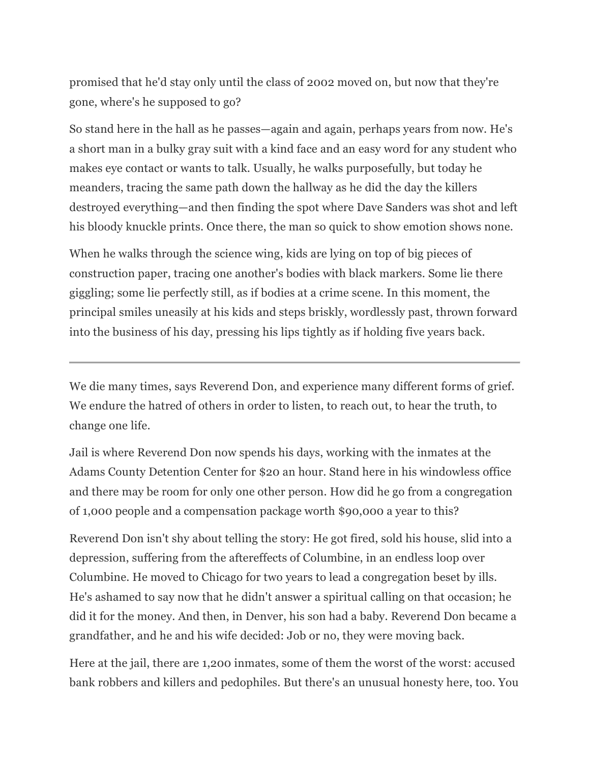promised that he'd stay only until the class of 2002 moved on, but now that they're gone, where's he supposed to go?

So stand here in the hall as he passes—again and again, perhaps years from now. He's a short man in a bulky gray suit with a kind face and an easy word for any student who makes eye contact or wants to talk. Usually, he walks purposefully, but today he meanders, tracing the same path down the hallway as he did the day the killers destroyed everything—and then finding the spot where Dave Sanders was shot and left his bloody knuckle prints. Once there, the man so quick to show emotion shows none.

When he walks through the science wing, kids are lying on top of big pieces of construction paper, tracing one another's bodies with black markers. Some lie there giggling; some lie perfectly still, as if bodies at a crime scene. In this moment, the principal smiles uneasily at his kids and steps briskly, wordlessly past, thrown forward into the business of his day, pressing his lips tightly as if holding five years back.

---

We die many times, says Reverend Don, and experience many different forms of grief. We endure the hatred of others in order to listen, to reach out, to hear the truth, to change one life.

Jail is where Reverend Don now spends his days, working with the inmates at the Adams County Detention Center for $20 an hour. Stand here in his windowless office and there may be room for only one other person. How did he go from a congregation of 1,000 people and a compensation package worth $90,000 a year to this?

Reverend Don isn't shy about telling the story: He got fired, sold his house, slid into a depression, suffering from the aftereffects of Columbine, in an endless loop over Columbine. He moved to Chicago for two years to lead a congregation beset by ills. He's ashamed to say now that he didn't answer a spiritual calling on that occasion; he did it for the money. And then, in Denver, his son had a baby. Reverend Don became a grandfather, and he and his wife decided: Job or no, they were moving back.

Here at the jail, there are 1,200 inmates, some of them the worst of the worst: accused bank robbers and killers and pedophiles. But there's an unusual honesty here, too. You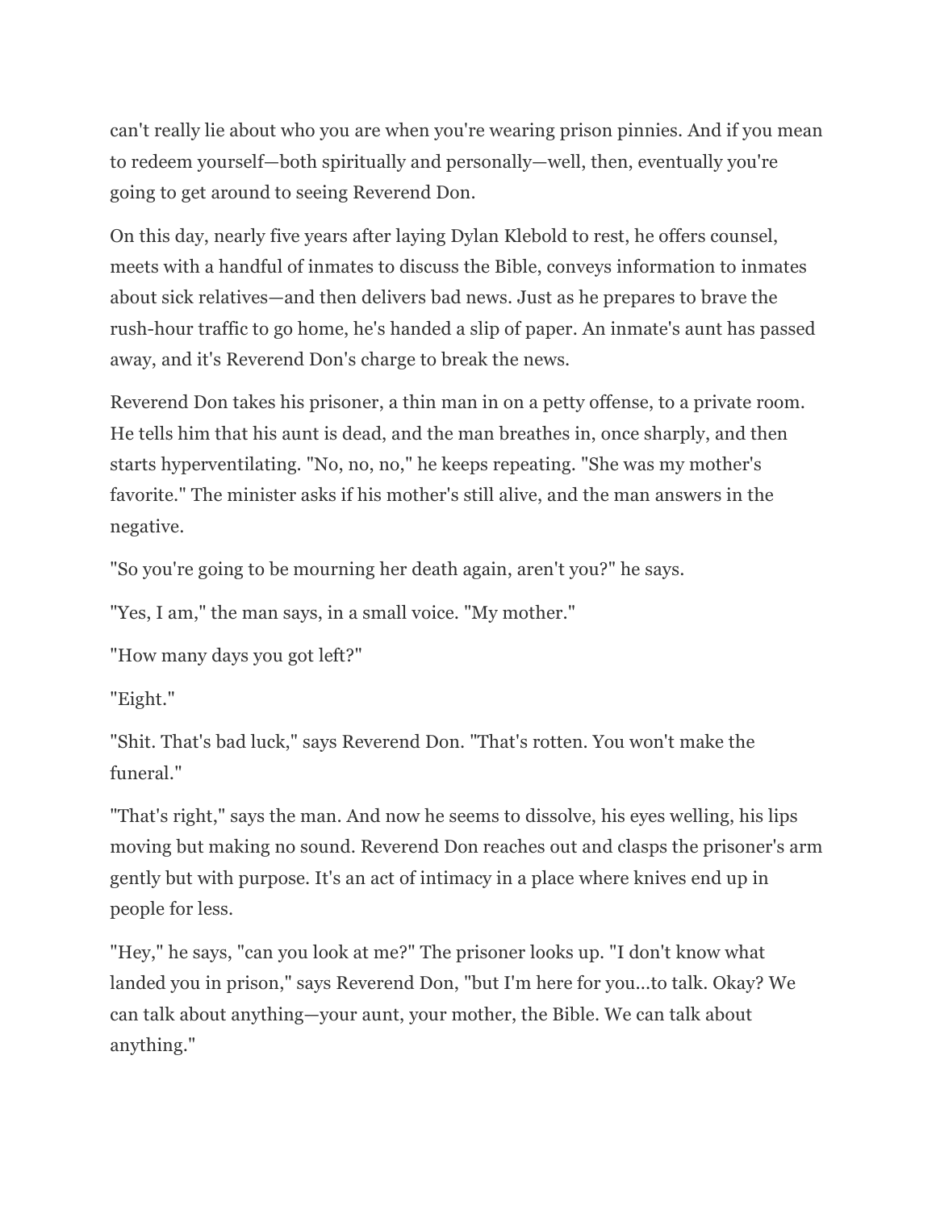can't really lie about who you are when you're wearing prison pinnies. And if you mean to redeem yourself—both spiritually and personally—well, then, eventually you're going to get around to seeing Reverend Don.

On this day, nearly five years after laying Dylan Klebold to rest, he offers counsel, meets with a handful of inmates to discuss the Bible, conveys information to inmates about sick relatives—and then delivers bad news. Just as he prepares to brave the rush-hour traffic to go home, he's handed a slip of paper. An inmate's aunt has passed away, and it's Reverend Don's charge to break the news.

Reverend Don takes his prisoner, a thin man in on a petty offense, to a private room. He tells him that his aunt is dead, and the man breathes in, once sharply, and then starts hyperventilating. "No, no, no," he keeps repeating. "She was my mother's favorite." The minister asks if his mother's still alive, and the man answers in the negative.

"So you're going to be mourning her death again, aren't you?" he says.

"Yes, I am," the man says, in a small voice. "My mother."

"How many days you got left?"

"Eight."

"Shit. That's bad luck," says Reverend Don. "That's rotten. You won't make the funeral."

"That's right," says the man. And now he seems to dissolve, his eyes welling, his lips moving but making no sound. Reverend Don reaches out and clasps the prisoner's arm gently but with purpose. It's an act of intimacy in a place where knives end up in people for less.

"Hey," he says, "can you look at me?" The prisoner looks up. "I don't know what landed you in prison," says Reverend Don, "but I'm here for you...to talk. Okay? We can talk about anything—your aunt, your mother, the Bible. We can talk about anything."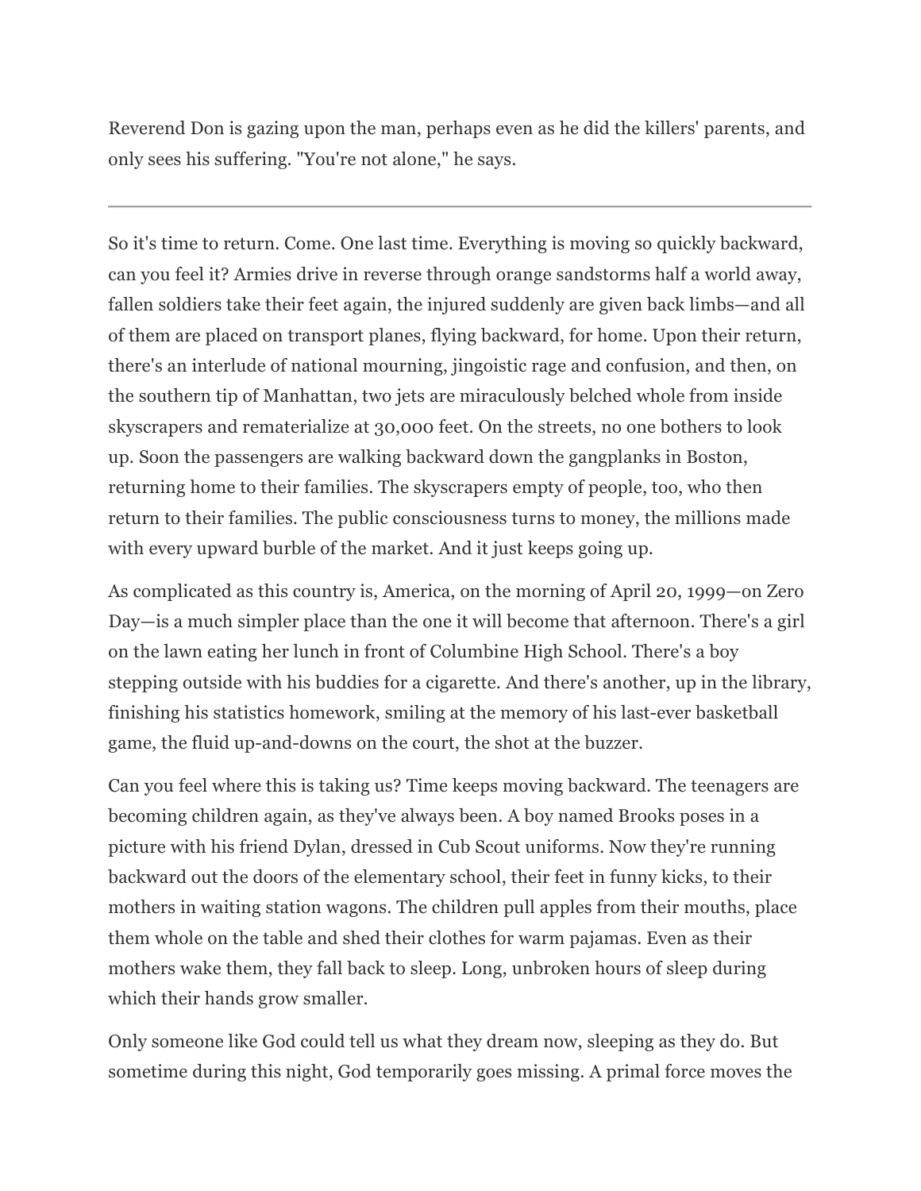Reverend Don is gazing upon the man, perhaps even as he did the killers' parents, and only sees his suffering. "You're not alone," he says.

---

So it's time to return. Come. One last time. Everything is moving so quickly backward, can you feel it? Armies drive in reverse through orange sandstorms half a world away, fallen soldiers take their feet again, the injured suddenly are given back limbs—and all of them are placed on transport planes, flying backward, for home. Upon their return, there's an interlude of national mourning, jingoistic rage and confusion, and then, on the southern tip of Manhattan, two jets are miraculously belched whole from inside skyscrapers and rematerialize at 30,000 feet. On the streets, no one bothers to look up. Soon the passengers are walking backward down the gangplanks in Boston, returning home to their families. The skyscrapers empty of people, too, who then return to their families. The public consciousness turns to money, the millions made with every upward burble of the market. And it just keeps going up.

As complicated as this country is, America, on the morning of April 20, 1999—on Zero Day—is a much simpler place than the one it will become that afternoon. There's a girl on the lawn eating her lunch in front of Columbine High School. There's a boy stepping outside with his buddies for a cigarette. And there's another, up in the library, finishing his statistics homework, smiling at the memory of his last-ever basketball game, the fluid up-and-downs on the court, the shot at the buzzer.

Can you feel where this is taking us? Time keeps moving backward. The teenagers are becoming children again, as they've always been. A boy named Brooks poses in a picture with his friend Dylan, dressed in Cub Scout uniforms. Now they're running backward out the doors of the elementary school, their feet in funny kicks, to their mothers in waiting station wagons. The children pull apples from their mouths, place them whole on the table and shed their clothes for warm pajamas. Even as their mothers wake them, they fall back to sleep. Long, unbroken hours of sleep during which their hands grow smaller.

Only someone like God could tell us what they dream now, sleeping as they do. But sometime during this night, God temporarily goes missing. A primal force moves the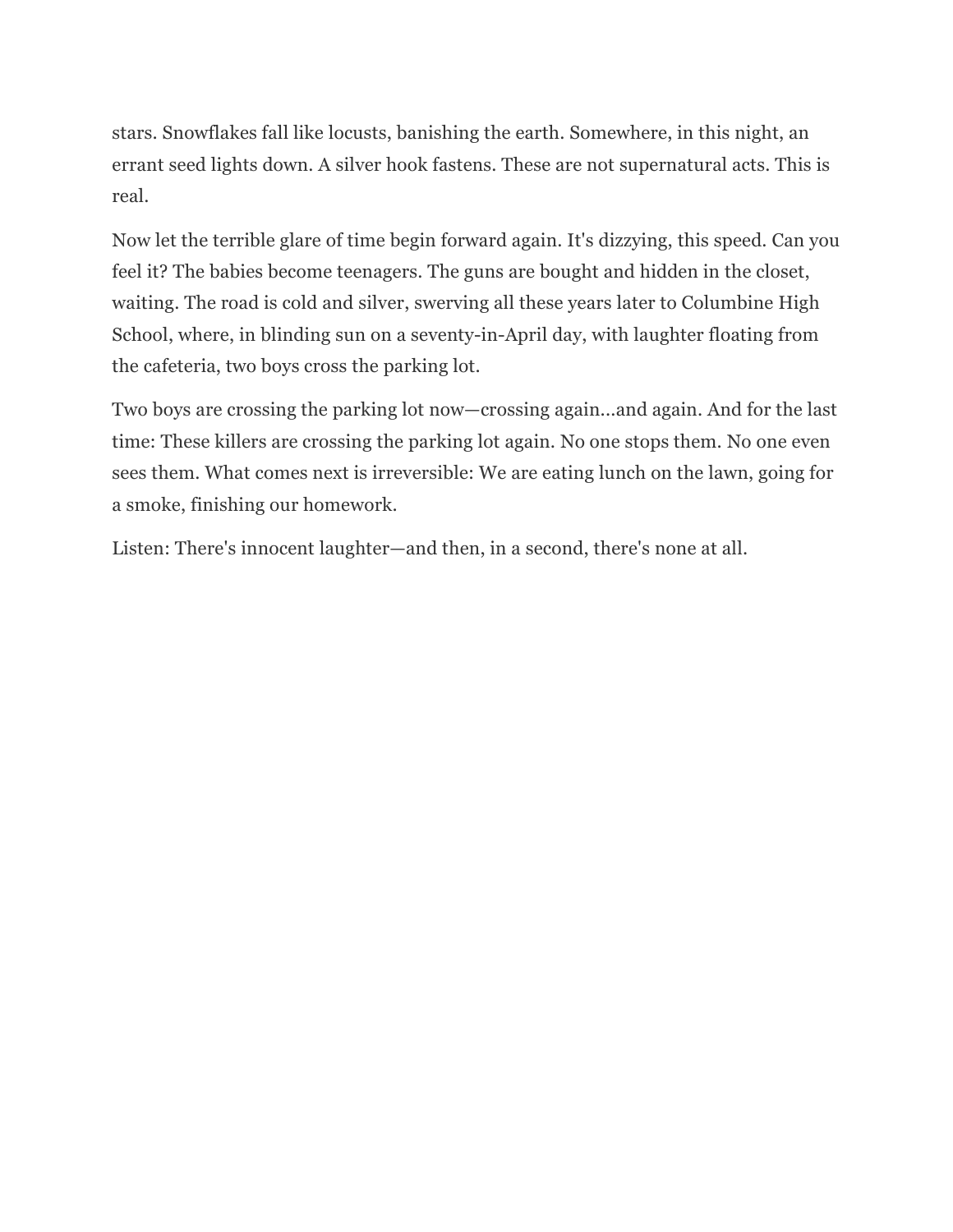stars. Snowflakes fall like locusts, banishing the earth. Somewhere, in this night, an errant seed lights down. A silver hook fastens. These are not supernatural acts. This is real.

Now let the terrible glare of time begin forward again. It's dizzying, this speed. Can you feel it? The babies become teenagers. The guns are bought and hidden in the closet, waiting. The road is cold and silver, swerving all these years later to Columbine High School, where, in blinding sun on a seventy-in-April day, with laughter floating from the cafeteria, two boys cross the parking lot.

Two boys are crossing the parking lot now—crossing again...and again. And for the last time: These killers are crossing the parking lot again. No one stops them. No one even sees them. What comes next is irreversible: We are eating lunch on the lawn, going for a smoke, finishing our homework.

Listen: There's innocent laughter—and then, in a second, there's none at all.